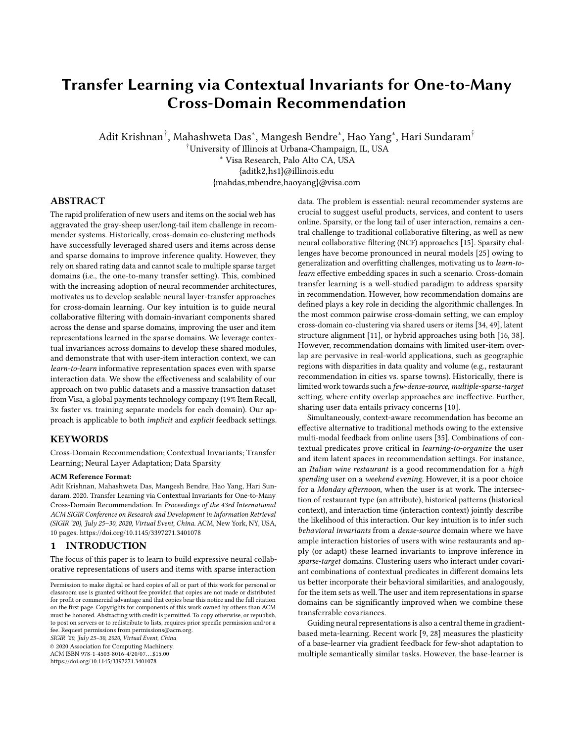# Transfer Learning via Contextual Invariants for One-to-Many Cross-Domain Recommendation

Adit Krishnan[†], Mahashweta Das[*], Mangesh Bendre[*], Hao Yang[*], Hari Sundaram[†]

[†]University of Illinois at Urbana-Champaign, IL, USA
[*] Visa Research, Palo Alto CA, USA
{aditk2,hs1}@illinois.edu
{mahdas,mbendre,haoyang}@visa.com

## ABSTRACT

The rapid proliferation of new users and items on the social web has aggravated the gray-sheep user/long-tail item challenge in recommender systems. Historically, cross-domain co-clustering methods have successfully leveraged shared users and items across dense and sparse domains to improve inference quality. However, they rely on shared rating data and cannot scale to multiple sparse target domains (i.e., the one-to-many transfer setting). This, combined with the increasing adoption of neural recommender architectures, motivates us to develop scalable neural layer-transfer approaches for cross-domain learning. Our key intuition is to guide neural collaborative filtering with domain-invariant components shared across the dense and sparse domains, improving the user and item representations learned in the sparse domains. We leverage contextual invariances across domains to develop these shared modules, and demonstrate that with user-item interaction context, we can *learn-to-learn* informative representation spaces even with sparse interaction data. We show the effectiveness and scalability of our approach on two public datasets and a massive transaction dataset from Visa, a global payments technology company (19% Item Recall, 3x faster vs. training separate models for each domain). Our approach is applicable to both *implicit* and *explicit* feedback settings.

## KEYWORDS

Cross-Domain Recommendation; Contextual Invariants; Transfer Learning; Neural Layer Adaptation; Data Sparsity

**ACM Reference Format:**

Adit Krishnan, Mahashweta Das, Mangesh Bendre, Hao Yang, Hari Sundaram. 2020. Transfer Learning via Contextual Invariants for One-to-Many Cross-Domain Recommendation. In *Proceedings of the 43rd International ACM SIGIR Conference on Research and Development in Information Retrieval (SIGIR '20), July 25–30, 2020, Virtual Event, China.* ACM, New York, NY, USA, 10 pages. https://doi.org/10.1145/3397271.3401078

## 1 INTRODUCTION

The focus of this paper is to learn to build expressive neural collaborative representations of users and items with sparse interaction data. The problem is essential: neural recommender systems are crucial to suggest useful products, services, and content to users online. Sparsity, or the long tail of user interaction, remains a central challenge to traditional collaborative filtering, as well as new neural collaborative filtering (NCF) approaches [15]. Sparsity challenges have become pronounced in neural models [25] owing to generalization and overfitting challenges, motivating us to *learn-to-learn* effective embedding spaces in such a scenario. Cross-domain transfer learning is a well-studied paradigm to address sparsity in recommendation. However, how recommendation domains are defined plays a key role in deciding the algorithmic challenges. In the most common pairwise cross-domain setting, we can employ cross-domain co-clustering via shared users or items [34, 49], latent structure alignment [11], or hybrid approaches using both [16, 38]. However, recommendation domains with limited user-item overlap are pervasive in real-world applications, such as geographic regions with disparities in data quality and volume (e.g., restaurant recommendation in cities vs. sparse towns). Historically, there is limited work towards such a *few-dense-source*, *multiple-sparse-target* setting, where entity overlap approaches are ineffective. Further, sharing user data entails privacy concerns [10].

Simultaneously, context-aware recommendation has become an effective alternative to traditional methods owing to the extensive multi-modal feedback from online users [35]. Combinations of contextual predicates prove critical in *learning-to-organize* the user and item latent spaces in recommendation settings. For instance, an *Italian wine restaurant* is a good recommendation for a *high spending* user on a *weekend evening*. However, it is a poor choice for a *Monday afternoon*, when the user is at work. The intersection of restaurant type (an attribute), historical patterns (historical context), and interaction time (interaction context) jointly describe the likelihood of this interaction. Our key intuition is to infer such *behavioral invariants* from a *dense-source* domain where we have ample interaction histories of users with wine restaurants and apply (or adapt) these learned invariants to improve inference in *sparse-target* domains. Clustering users who interact under covariant combinations of contextual predicates in different domains lets us better incorporate their behavioral similarities, and analogously, for the item sets as well. The user and item representations in sparse domains can be significantly improved when we combine these transferrable covariances.

Guiding neural representations is also a central theme in gradient-based meta-learning. Recent work [9, 28] measures the plasticity of a base-learner via gradient feedback for few-shot adaptation to multiple semantically similar tasks. However, the base-learner is

---

Permission to make digital or hard copies of all or part of this work for personal or classroom use is granted without fee provided that copies are not made or distributed for profit or commercial advantage and that copies bear this notice and the full citation on the first page. Copyrights for components of this work owned by others than ACM must be honored. Abstracting with credit is permitted. To copy otherwise, or republish, to post on servers or to redistribute to lists, requires prior specific permission and/or a fee. Request permissions from permissions@acm.org.
*SIGIR '20, July 25–30, 2020, Virtual Event, China*
© 2020 Association for Computing Machinery.
ACM ISBN 978-1-4503-8016-4/20/07...$15.00
https://doi.org/10.1145/3397271.3401078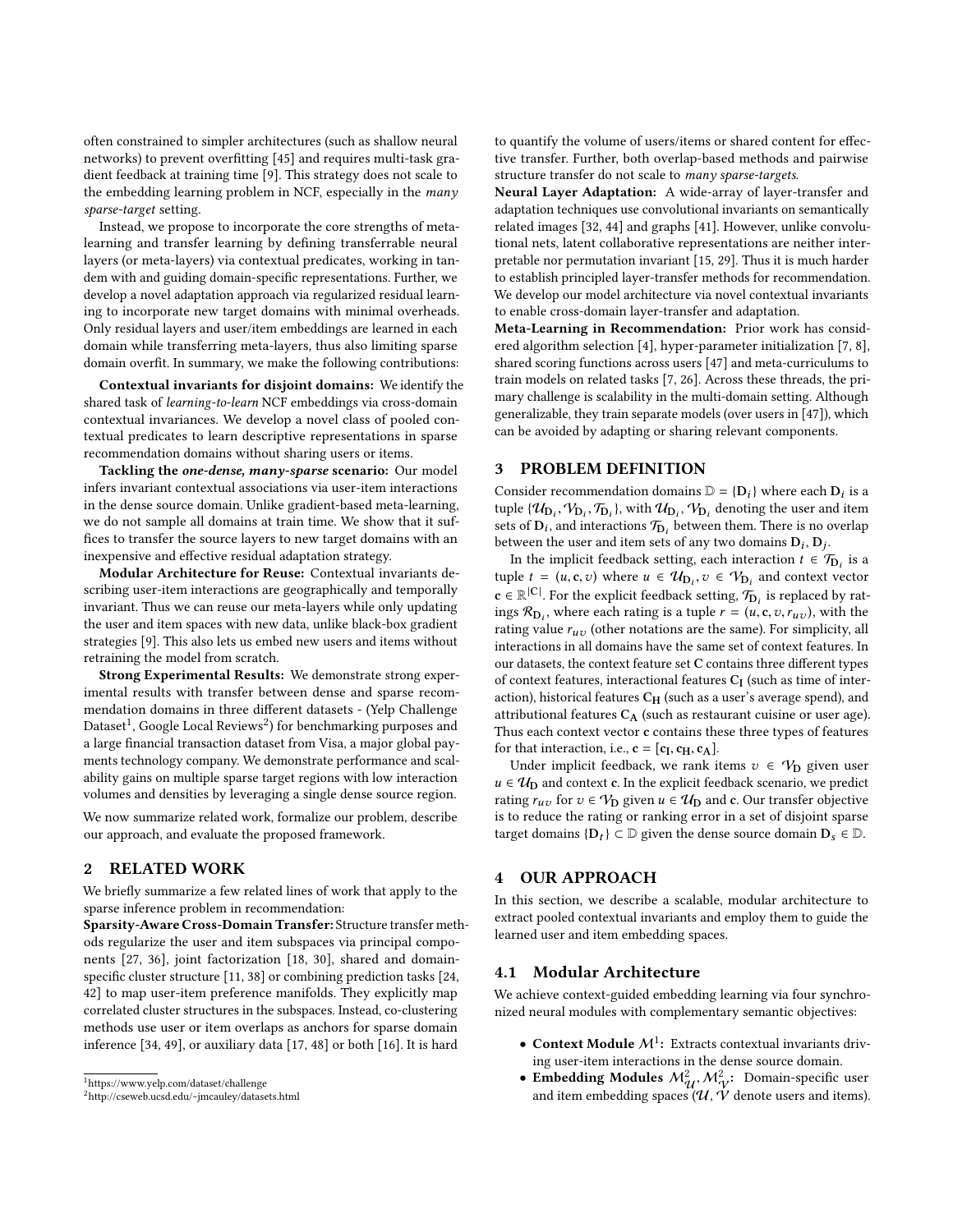often constrained to simpler architectures (such as shallow neural networks) to prevent overfitting [45] and requires multi-task gradient feedback at training time [9]. This strategy does not scale to the embedding learning problem in NCF, especially in the *many sparse-target* setting.

Instead, we propose to incorporate the core strengths of meta-learning and transfer learning by defining transferrable neural layers (or meta-layers) via contextual predicates, working in tandem with and guiding domain-specific representations. Further, we develop a novel adaptation approach via regularized residual learning to incorporate new target domains with minimal overheads. Only residual layers and user/item embeddings are learned in each domain while transferring meta-layers, thus also limiting sparse domain overfit. In summary, we make the following contributions:

**Contextual invariants for disjoint domains:** We identify the shared task of *learning-to-learn* NCF embeddings via cross-domain contextual invariances. We develop a novel class of pooled contextual predicates to learn descriptive representations in sparse recommendation domains without sharing users or items.

**Tackling the *one-dense, many-sparse* scenario:** Our model infers invariant contextual associations via user-item interactions in the dense source domain. Unlike gradient-based meta-learning, we do not sample all domains at train time. We show that it suffices to transfer the source layers to new target domains with an inexpensive and effective residual adaptation strategy.

**Modular Architecture for Reuse:** Contextual invariants describing user-item interactions are geographically and temporally invariant. Thus we can reuse our meta-layers while only updating the user and item spaces with new data, unlike black-box gradient strategies [9]. This also lets us embed new users and items without retraining the model from scratch.

**Strong Experimental Results:** We demonstrate strong experimental results with transfer between dense and sparse recommendation domains in three different datasets - (Yelp Challenge Dataset[1], Google Local Reviews[2]) for benchmarking purposes and a large financial transaction dataset from Visa, a major global payments technology company. We demonstrate performance and scalability gains on multiple sparse target regions with low interaction volumes and densities by leveraging a single dense source region.

We now summarize related work, formalize our problem, describe our approach, and evaluate the proposed framework.

## 2 RELATED WORK

We briefly summarize a few related lines of work that apply to the sparse inference problem in recommendation:

**Sparsity-Aware Cross-Domain Transfer:** Structure transfer methods regularize the user and item subspaces via principal components [27, 36], joint factorization [18, 30], shared and domain-specific cluster structure [11, 38] or combining prediction tasks [24, 42] to map user-item preference manifolds. They explicitly map correlated cluster structures in the subspaces. Instead, co-clustering methods use user or item overlaps as anchors for sparse domain inference [34, 49], or auxiliary data [17, 48] or both [16]. It is hard to quantify the volume of users/items or shared content for effective transfer. Further, both overlap-based methods and pairwise structure transfer do not scale to *many sparse-targets*.

**Neural Layer Adaptation:** A wide-array of layer-transfer and adaptation techniques use convolutional invariants on semantically related images [32, 44] and graphs [41]. However, unlike convolutional nets, latent collaborative representations are neither interpretable nor permutation invariant [15, 29]. Thus it is much harder to establish principled layer-transfer methods for recommendation. We develop our model architecture via novel contextual invariants to enable cross-domain layer-transfer and adaptation.

**Meta-Learning in Recommendation:** Prior work has considered algorithm selection [4], hyper-parameter initialization [7, 8], shared scoring functions across users [47] and meta-curriculums to train models on related tasks [7, 26]. Across these threads, the primary challenge is scalability in the multi-domain setting. Although generalizable, they train separate models (over users in [47]), which can be avoided by adapting or sharing relevant components.

## 3 PROBLEM DEFINITION

Consider recommendation domains $\mathbb{D} = \{\mathbf{D}_i\}$ where each $\mathbf{D}_i$ is a tuple $\{\mathcal{U}_{\mathbf{D}_i}, \mathcal{V}_{\mathbf{D}_i}, \mathcal{T}_{\mathbf{D}_i}\}$, with $\mathcal{U}_{\mathbf{D}_i}, \mathcal{V}_{\mathbf{D}_i}$ denoting the user and item sets of $\mathbf{D}_i$, and interactions $\mathcal{T}_{\mathbf{D}_i}$ between them. There is no overlap between the user and item sets of any two domains $\mathbf{D}_i, \mathbf{D}_j$.

In the implicit feedback setting, each interaction $t \in \mathcal{T}_{\mathbf{D}_i}$ is a tuple $t = (u, \mathbf{c}, v)$ where $u \in \mathcal{U}_{\mathbf{D}_i}, v \in \mathcal{V}_{\mathbf{D}_i}$ and context vector $\mathbf{c} \in \mathbb{R}^{|\mathbf{C}|}$. For the explicit feedback setting, $\mathcal{T}_{\mathbf{D}_i}$ is replaced by ratings $\mathcal{R}_{\mathbf{D}_i}$, where each rating is a tuple $r = (u, \mathbf{c}, v, r_{uv})$, with the rating value $r_{uv}$ (other notations are the same). For simplicity, all interactions in all domains have the same set of context features. In our datasets, the context feature set $\mathbf{C}$ contains three different types of context features, interactional features $\mathbf{C_I}$ (such as time of interaction), historical features $\mathbf{C_H}$ (such as a user's average spend), and attributional features $\mathbf{C_A}$ (such as restaurant cuisine or user age). Thus each context vector $\mathbf{c}$ contains these three types of features for that interaction, i.e., $\mathbf{c} = [\mathbf{c_I}, \mathbf{c_H}, \mathbf{c_A}]$.

Under implicit feedback, we rank items $v \in \mathcal{V}_{\mathbf{D}}$ given user $u \in \mathcal{U}_{\mathbf{D}}$ and context $\mathbf{c}$. In the explicit feedback scenario, we predict rating $r_{uv}$ for $v \in \mathcal{V}_{\mathbf{D}}$ given $u \in \mathcal{U}_{\mathbf{D}}$ and $\mathbf{c}$. Our transfer objective is to reduce the rating or ranking error in a set of disjoint sparse target domains $\{\mathbf{D}_t\} \subset \mathbb{D}$ given the dense source domain $\mathbf{D}_s \in \mathbb{D}$.

## 4 OUR APPROACH

In this section, we describe a scalable, modular architecture to extract pooled contextual invariants and employ them to guide the learned user and item embedding spaces.

### 4.1 Modular Architecture

We achieve context-guided embedding learning via four synchronized neural modules with complementary semantic objectives:

- **Context Module $\mathcal{M}^1$:** Extracts contextual invariants driving user-item interactions in the dense source domain.
- **Embedding Modules $\mathcal{M}^2_{\mathcal{U}}, \mathcal{M}^2_{\mathcal{V}}$:** Domain-specific user and item embedding spaces ($\mathcal{U}, \mathcal{V}$ denote users and items).

[1] https://www.yelp.com/dataset/challenge

[2] http://cseweb.ucsd.edu/~jmcauley/datasets.html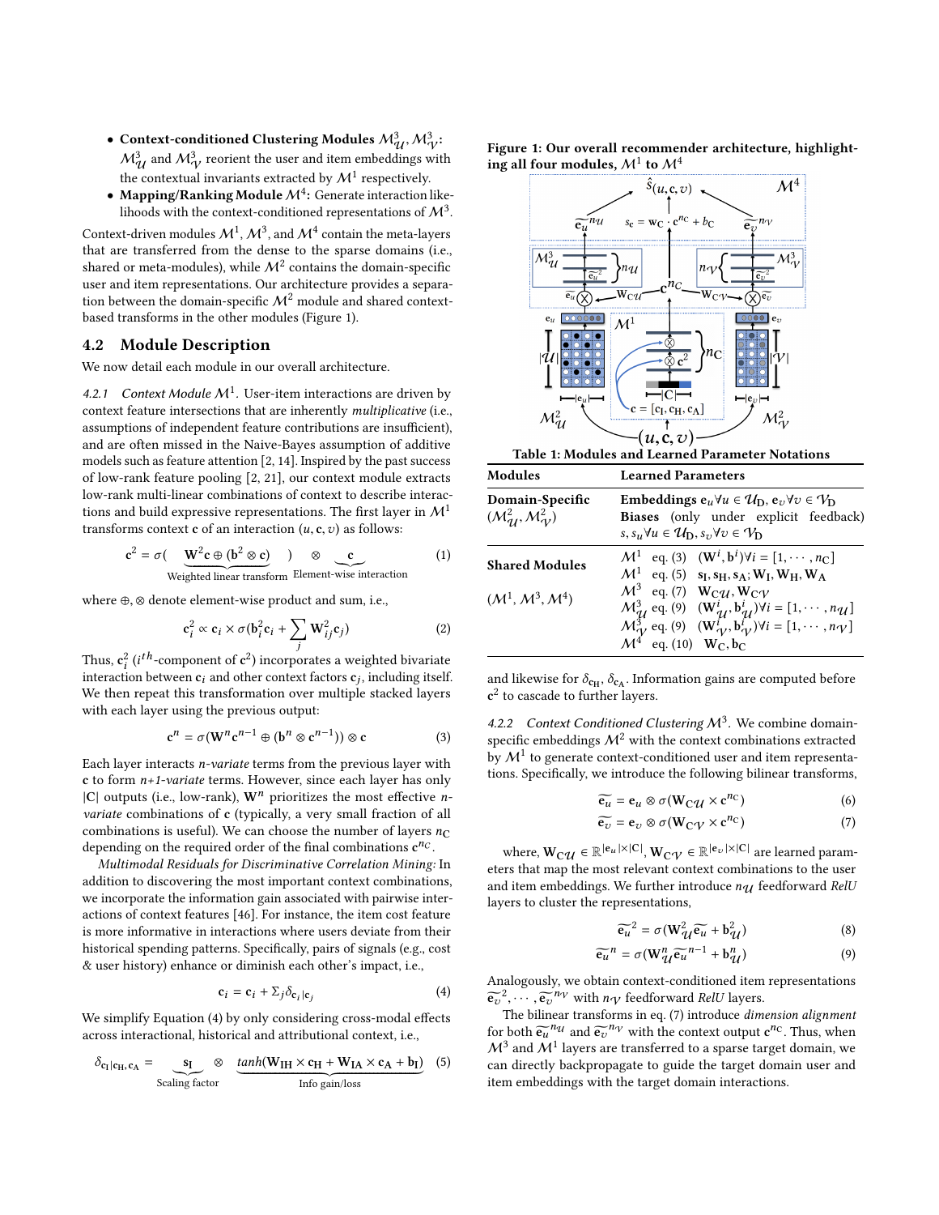- **Context-conditioned Clustering Modules $\mathcal{M}^3_{\mathcal{U}}, \mathcal{M}^3_{\mathcal{V}}$:** $\mathcal{M}^3_{\mathcal{U}}$ and $\mathcal{M}^3_{\mathcal{V}}$ reorient the user and item embeddings with the contextual invariants extracted by $\mathcal{M}^1$ respectively.
- **Mapping/Ranking Module $\mathcal{M}^4$:** Generate interaction likelihoods with the context-conditioned representations of $\mathcal{M}^3$.

Context-driven modules $\mathcal{M}^1$, $\mathcal{M}^3$, and $\mathcal{M}^4$ contain the meta-layers that are transferred from the dense to the sparse domains (i.e., shared or meta-modules), while $\mathcal{M}^2$ contains the domain-specific user and item representations. Our architecture provides a separation between the domain-specific $\mathcal{M}^2$ module and shared context-based transforms in the other modules (Figure 1).

## 4.2 Module Description

We now detail each module in our overall architecture.

*4.2.1 Context Module $\mathcal{M}^1$.* User-item interactions are driven by context feature intersections that are inherently *multiplicative* (i.e., assumptions of independent feature contributions are insufficient), and are often missed in the Naive-Bayes assumption of additive models such as feature attention [2, 14]. Inspired by the past success of low-rank feature pooling [2, 21], our context module extracts low-rank multi-linear combinations of context to describe interactions and build expressive representations. The first layer in $\mathcal{M}^1$ transforms context $\mathbf{c}$ of an interaction $(u, \mathbf{c}, v)$ as follows:

$$\mathbf{c}^2 = \sigma(\underbrace{\mathbf{W}^2\mathbf{c} \oplus (\mathbf{b}^2 \otimes \mathbf{c})}_{\text{Weighted linear transform}}) \otimes \underbrace{\mathbf{c}}_{\text{Element-wise interaction}} \tag{1}$$

where $\oplus, \otimes$ denote element-wise product and sum, i.e.,

$$\mathbf{c}_i^2 \propto \mathbf{c}_i \times \sigma(\mathbf{b}_i^2\mathbf{c}_i + \sum_j \mathbf{W}_{ij}^2\mathbf{c}_j) \tag{2}$$

Thus, $\mathbf{c}_i^2$ ($i^{th}$-component of $\mathbf{c}^2$) incorporates a weighted bivariate interaction between $\mathbf{c}_i$ and other context factors $\mathbf{c}_j$, including itself. We then repeat this transformation over multiple stacked layers with each layer using the previous output:

$$\mathbf{c}^n = \sigma(\mathbf{W}^n\mathbf{c}^{n-1} \oplus (\mathbf{b}^n \otimes \mathbf{c}^{n-1})) \otimes \mathbf{c} \tag{3}$$

Each layer interacts *n-variate* terms from the previous layer with $\mathbf{c}$ to form *n+1-variate* terms. However, since each layer has only $|\mathbf{C}|$ outputs (i.e., low-rank), $\mathbf{W}^n$ prioritizes the most effective *n-variate* combinations of $\mathbf{c}$ (typically, a very small fraction of all combinations is useful). We can choose the number of layers $n_{\mathbf{C}}$ depending on the required order of the final combinations $\mathbf{c}^{n_{\mathbf{C}}}$.

*Multimodal Residuals for Discriminative Correlation Mining:* In addition to discovering the most important context combinations, we incorporate the information gain associated with pairwise interactions of context features [46]. For instance, the item cost feature is more informative in interactions where users deviate from their historical spending patterns. Specifically, pairs of signals (e.g., cost & user history) enhance or diminish each other's impact, i.e.,

$$\mathbf{c}_i = \mathbf{c}_i + \Sigma_j \delta_{\mathbf{c}_i|\mathbf{c}_j} \tag{4}$$

We simplify Equation (4) by only considering cross-modal effects across interactional, historical and attributional context, i.e.,

$$\delta_{\mathbf{c}_\mathrm{I}|\mathbf{c}_\mathrm{H},\mathbf{c}_\mathrm{A}} = \underbrace{\mathbf{s}_\mathrm{I}}_{\text{Scaling factor}} \otimes \underbrace{tanh(\mathbf{W}_\mathrm{IH} \times \mathbf{c}_\mathrm{H} + \mathbf{W}_\mathrm{IA} \times \mathbf{c}_\mathrm{A} + \mathbf{b}_\mathrm{I})}_{\text{Info gain/loss}} \tag{5}$$

**Figure 1: Our overall recommender architecture, highlighting all four modules, $\mathcal{M}^1$ to $\mathcal{M}^4$**

**Table 1: Modules and Learned Parameter Notations**

| Modules | Learned Parameters |
|---|---|
| **Domain-Specific** ($\mathcal{M}^2_{\mathcal{U}}, \mathcal{M}^2_{\mathcal{V}}$) | **Embeddings** $\mathbf{e}_u \forall u \in \mathcal{U}_\mathrm{D}$, $\mathbf{e}_v \forall v \in \mathcal{V}_\mathrm{D}$ **Biases** (only under explicit feedback) $s, s_u \forall u \in \mathcal{U}_\mathrm{D}$, $s_v \forall v \in \mathcal{V}_\mathrm{D}$ |
| **Shared Modules** ($\mathcal{M}^1, \mathcal{M}^3, \mathcal{M}^4$) | $\mathcal{M}^1$ eq. (3) $(\mathbf{W}^i, \mathbf{b}^i) \forall i = [1, \cdots, n_\mathbf{C}]$ |
| | $\mathcal{M}^1$ eq. (5) $\mathbf{s}_\mathrm{I}, \mathbf{s}_\mathrm{H}, \mathbf{s}_\mathrm{A}; \mathbf{W}_\mathrm{I}, \mathbf{W}_\mathrm{H}, \mathbf{W}_\mathrm{A}$ |
| | $\mathcal{M}^3$ eq. (7) $\mathbf{W}_{\mathbf{C}\mathcal{U}}, \mathbf{W}_{\mathbf{C}\mathcal{V}}$ |
| | $\mathcal{M}^3_{\mathcal{U}}$ eq. (9) $(\mathbf{W}^i_{\mathcal{U}}, \mathbf{b}^i_{\mathcal{U}}) \forall i = [1, \cdots, n_{\mathcal{U}}]$ |
| | $\mathcal{M}^3_{\mathcal{V}}$ eq. (9) $(\mathbf{W}^i_{\mathcal{V}}, \mathbf{b}^i_{\mathcal{V}}) \forall i = [1, \cdots, n_{\mathcal{V}}]$ |
| | $\mathcal{M}^4$ eq. (10) $\mathbf{W}_\mathbf{C}, \mathbf{b}_\mathbf{C}$ |

and likewise for $\delta_{\mathbf{c}_\mathrm{H}}, \delta_{\mathbf{c}_\mathrm{A}}$. Information gains are computed before $\mathbf{c}^2$ to cascade to further layers.

*4.2.2 Context Conditioned Clustering $\mathcal{M}^3$.* We combine domain-specific embeddings $\mathcal{M}^2$ with the context combinations extracted by $\mathcal{M}^1$ to generate context-conditioned user and item representations. Specifically, we introduce the following bilinear transforms,

$$\widetilde{\mathbf{e}_u} = \mathbf{e}_u \otimes \sigma(\mathbf{W}_{\mathbf{C}\mathcal{U}} \times \mathbf{c}^{n_\mathbf{C}}) \tag{6}$$

$$\widetilde{\mathbf{e}_v} = \mathbf{e}_v \otimes \sigma(\mathbf{W}_{\mathbf{C}\mathcal{V}} \times \mathbf{c}^{n_\mathbf{C}}) \tag{7}$$

where, $\mathbf{W}_{\mathbf{C}\mathcal{U}} \in \mathbb{R}^{|\mathbf{e}_u| \times |\mathbf{C}|}$, $\mathbf{W}_{\mathbf{C}\mathcal{V}} \in \mathbb{R}^{|\mathbf{e}_v| \times |\mathbf{C}|}$ are learned parameters that map the most relevant context combinations to the user and item embeddings. We further introduce $n_{\mathcal{U}}$ feedforward *RelU* layers to cluster the representations,

$$\widetilde{\mathbf{e}_u}^2 = \sigma(\mathbf{W}^2_{\mathcal{U}}\widetilde{\mathbf{e}_u} + \mathbf{b}^2_{\mathcal{U}}) \tag{8}$$

$$\widetilde{\mathbf{e}_u}^n = \sigma(\mathbf{W}^n_{\mathcal{U}}\widetilde{\mathbf{e}_u}^{n-1} + \mathbf{b}^n_{\mathcal{U}}) \tag{9}$$

Analogously, we obtain context-conditioned item representations $\widetilde{\mathbf{e}_v}^2, \cdots, \widetilde{\mathbf{e}_v}^{n_{\mathcal{V}}}$ with $n_{\mathcal{V}}$ feedforward *RelU* layers.

The bilinear transforms in eq. (7) introduce *dimension alignment* for both $\widetilde{\mathbf{e}_u}^{n_{\mathcal{U}}}$ and $\widetilde{\mathbf{e}_v}^{n_{\mathcal{V}}}$ with the context output $\mathbf{c}^{n_\mathbf{C}}$. Thus, when $\mathcal{M}^3$ and $\mathcal{M}^1$ layers are transferred to a sparse target domain, we can directly backpropagate to guide the target domain user and item embeddings with the target domain interactions.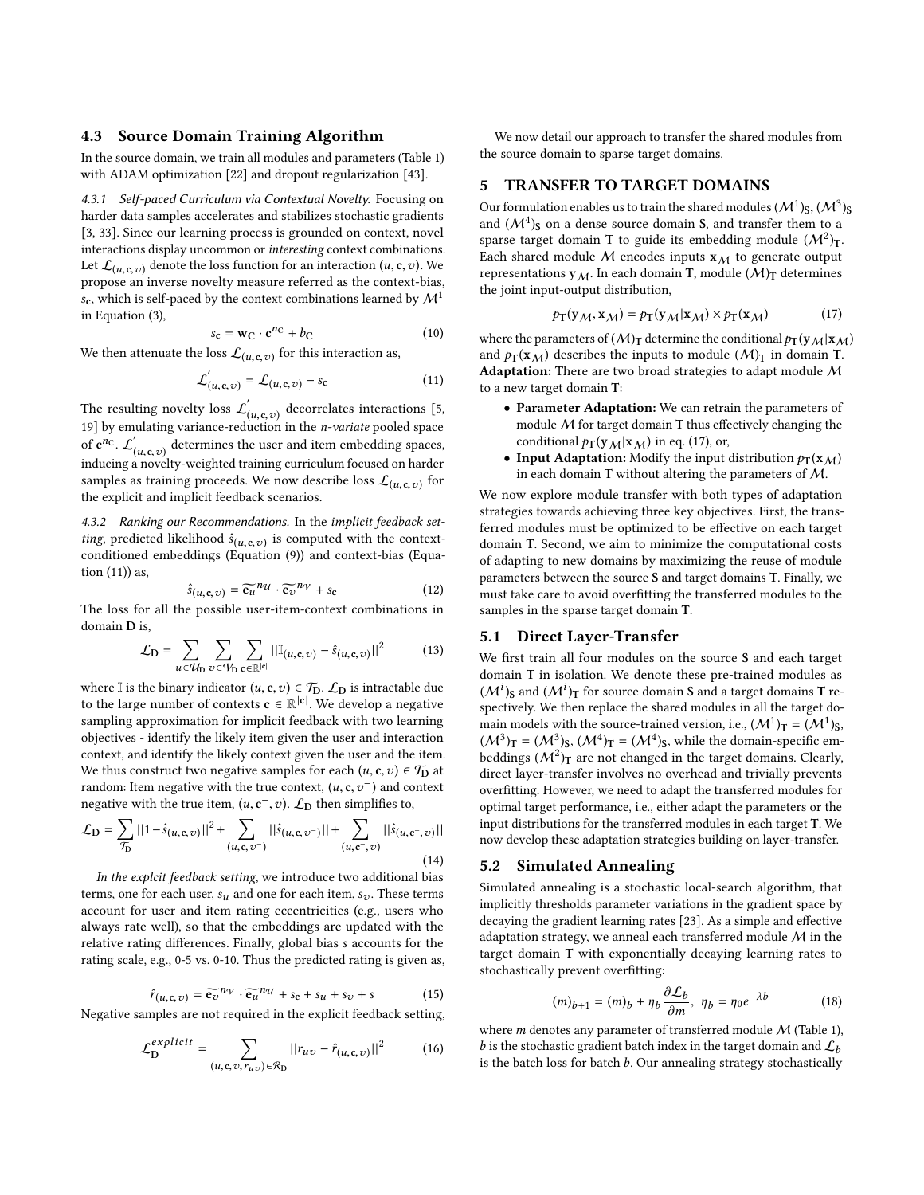### 4.3 Source Domain Training Algorithm

In the source domain, we train all modules and parameters (Table 1) with ADAM optimization [22] and dropout regularization [43].

#### 4.3.1 Self-paced Curriculum via Contextual Novelty.

Focusing on harder data samples accelerates and stabilizes stochastic gradients [3, 33]. Since our learning process is grounded on context, novel interactions display uncommon or *interesting* context combinations. Let $\mathcal{L}_{(u,\mathbf{c},v)}$ denote the loss function for an interaction $(u, \mathbf{c}, v)$. We propose an inverse novelty measure referred as the context-bias, $s_{\mathbf{c}}$, which is self-paced by the context combinations learned by $\mathcal{M}^1$ in Equation (3),

$$s_{\mathbf{c}} = \mathbf{w}_{\mathbf{C}} \cdot \mathbf{c}^{n_{\mathbf{C}}} + b_{\mathbf{C}} \tag{10}$$

We then attenuate the loss $\mathcal{L}_{(u,\mathbf{c},v)}$ for this interaction as,

$$\mathcal{L}^{'}_{(u,\mathbf{c},v)} = \mathcal{L}_{(u,\mathbf{c},v)} - s_{\mathbf{c}} \tag{11}$$

The resulting novelty loss $\mathcal{L}^{'}_{(u,\mathbf{c},v)}$ decorrelates interactions [5, 19] by emulating variance-reduction in the *n-variate* pooled space of $\mathbf{c}^{n_{\mathbf{C}}}$. $\mathcal{L}^{'}_{(u,\mathbf{c},v)}$ determines the user and item embedding spaces, inducing a novelty-weighted training curriculum focused on harder samples as training proceeds. We now describe loss $\mathcal{L}_{(u,\mathbf{c},v)}$ for the explicit and implicit feedback scenarios.

#### 4.3.2 Ranking our Recommendations.

In the *implicit feedback setting*, predicted likelihood $\hat{s}_{(u,\mathbf{c},v)}$ is computed with the context-conditioned embeddings (Equation (9)) and context-bias (Equation (11)) as,

$$\hat{s}_{(u,\mathbf{c},v)} = \widetilde{\mathbf{e}_u}^{n_{\mathcal{U}}} \cdot \widetilde{\mathbf{e}_v}^{n_{\mathcal{V}}} + s_{\mathbf{c}} \tag{12}$$

The loss for all the possible user-item-context combinations in domain $\mathbf{D}$ is,

$$\mathcal{L}_{\mathbf{D}} = \sum_{u \in \mathcal{U}_{\mathbf{D}}} \sum_{v \in \mathcal{V}_{\mathbf{D}}} \sum_{\mathbf{c} \in \mathbb{R}^{|\mathbf{c}|}} ||\mathbb{I}_{(u,\mathbf{c},v)} - \hat{s}_{(u,\mathbf{c},v)}||^2 \tag{13}$$

where $\mathbb{I}$ is the binary indicator $(u, \mathbf{c}, v) \in \mathcal{T}_{\mathbf{D}}$. $\mathcal{L}_{\mathbf{D}}$ is intractable due to the large number of contexts $\mathbf{c} \in \mathbb{R}^{|\mathbf{c}|}$. We develop a negative sampling approximation for implicit feedback with two learning objectives - identify the likely item given the user and interaction context, and identify the likely context given the user and the item. We thus construct two negative samples for each $(u, \mathbf{c}, v) \in \mathcal{T}_{\mathbf{D}}$ at random: Item negative with the true context, $(u, \mathbf{c}, v^-)$ and context negative with the true item, $(u, \mathbf{c}^-, v)$. $\mathcal{L}_{\mathbf{D}}$ then simplifies to,

$$\mathcal{L}_{\mathbf{D}} = \sum_{\mathcal{T}_{\mathbf{D}}} ||1 - \hat{s}_{(u,\mathbf{c},v)}||^2 + \sum_{(u,\mathbf{c},v^-)} ||\hat{s}_{(u,\mathbf{c},v^-)}|| + \sum_{(u,\mathbf{c}^-,v)} ||\hat{s}_{(u,\mathbf{c}^-,v)}|| \tag{14}$$

*In the explcit feedback setting*, we introduce two additional bias terms, one for each user, $s_u$ and one for each item, $s_v$. These terms account for user and item rating eccentricities (e.g., users who always rate well), so that the embeddings are updated with the relative rating differences. Finally, global bias $s$ accounts for the rating scale, e.g., 0-5 vs. 0-10. Thus the predicted rating is given as,

$$\hat{r}_{(u,\mathbf{c},v)} = \widetilde{\mathbf{e}_v}^{n_{\mathcal{V}}} \cdot \widetilde{\mathbf{e}_u}^{n_{\mathcal{U}}} + s_{\mathbf{c}} + s_u + s_v + s \tag{15}$$

Negative samples are not required in the explicit feedback setting,

$$\mathcal{L}^{explicit}_{\mathbf{D}} = \sum_{(u,\mathbf{c},v,r_{uv}) \in \mathcal{R}_{\mathbf{D}}} ||r_{uv} - \hat{r}_{(u,\mathbf{c},v)}||^2 \tag{16}$$

We now detail our approach to transfer the shared modules from the source domain to sparse target domains.

## 5 TRANSFER TO TARGET DOMAINS

Our formulation enables us to train the shared modules $(\mathcal{M}^1)_{\mathbf{S}}$, $(\mathcal{M}^3)_{\mathbf{S}}$ and $(\mathcal{M}^4)_{\mathbf{S}}$ on a dense source domain $\mathbf{S}$, and transfer them to a sparse target domain $\mathbf{T}$ to guide its embedding module $(\mathcal{M}^2)_{\mathbf{T}}$. Each shared module $\mathcal{M}$ encodes inputs $\mathbf{x}_{\mathcal{M}}$ to generate output representations $\mathbf{y}_{\mathcal{M}}$. In each domain $\mathbf{T}$, module $(\mathcal{M})_{\mathbf{T}}$ determines the joint input-output distribution,

$$p_{\mathbf{T}}(\mathbf{y}_{\mathcal{M}}, \mathbf{x}_{\mathcal{M}}) = p_{\mathbf{T}}(\mathbf{y}_{\mathcal{M}} | \mathbf{x}_{\mathcal{M}}) \times p_{\mathbf{T}}(\mathbf{x}_{\mathcal{M}}) \tag{17}$$

where the parameters of $(\mathcal{M})_{\mathbf{T}}$ determine the conditional $p_{\mathbf{T}}(\mathbf{y}_{\mathcal{M}}|\mathbf{x}_{\mathcal{M}})$ and $p_{\mathbf{T}}(\mathbf{x}_{\mathcal{M}})$ describes the inputs to module $(\mathcal{M})_{\mathbf{T}}$ in domain $\mathbf{T}$.

**Adaptation:** There are two broad strategies to adapt module $\mathcal{M}$ to a new target domain $\mathbf{T}$:

- **Parameter Adaptation:** We can retrain the parameters of module $\mathcal{M}$ for target domain $\mathbf{T}$ thus effectively changing the conditional $p_{\mathbf{T}}(\mathbf{y}_{\mathcal{M}}|\mathbf{x}_{\mathcal{M}})$ in eq. (17), or,
- **Input Adaptation:** Modify the input distribution $p_{\mathbf{T}}(\mathbf{x}_{\mathcal{M}})$ in each domain $\mathbf{T}$ without altering the parameters of $\mathcal{M}$.

We now explore module transfer with both types of adaptation strategies towards achieving three key objectives. First, the transferred modules must be optimized to be effective on each target domain $\mathbf{T}$. Second, we aim to minimize the computational costs of adapting to new domains by maximizing the reuse of module parameters between the source $\mathbf{S}$ and target domains $\mathbf{T}$. Finally, we must take care to avoid overfitting the transferred modules to the samples in the sparse target domain $\mathbf{T}$.

### 5.1 Direct Layer-Transfer

We first train all four modules on the source $\mathbf{S}$ and each target domain $\mathbf{T}$ in isolation. We denote these pre-trained modules as $(\mathcal{M}^i)_{\mathbf{S}}$ and $(\mathcal{M}^i)_{\mathbf{T}}$ for source domain $\mathbf{S}$ and a target domains $\mathbf{T}$ respectively. We then replace the shared modules in all the target domain models with the source-trained version, i.e., $(\mathcal{M}^1)_{\mathbf{T}} = (\mathcal{M}^1)_{\mathbf{S}}$, $(\mathcal{M}^3)_{\mathbf{T}} = (\mathcal{M}^3)_{\mathbf{S}}$, $(\mathcal{M}^4)_{\mathbf{T}} = (\mathcal{M}^4)_{\mathbf{S}}$, while the domain-specific embeddings $(\mathcal{M}^2)_{\mathbf{T}}$ are not changed in the target domains. Clearly, direct layer-transfer involves no overhead and trivially prevents overfitting. However, we need to adapt the transferred modules for optimal target performance, i.e., either adapt the parameters or the input distributions for the transferred modules in each target $\mathbf{T}$. We now develop these adaptation strategies building on layer-transfer.

### 5.2 Simulated Annealing

Simulated annealing is a stochastic local-search algorithm, that implicitly thresholds parameter variations in the gradient space by decaying the gradient learning rates [23]. As a simple and effective adaptation strategy, we anneal each transferred module $\mathcal{M}$ in the target domain $\mathbf{T}$ with exponentially decaying learning rates to stochastically prevent overfitting:

$$(m)_{b+1} = (m)_b + \eta_b \frac{\partial \mathcal{L}_b}{\partial m}, \;\; \eta_b = \eta_0 e^{-\lambda b} \tag{18}$$

where $m$ denotes any parameter of transferred module $\mathcal{M}$ (Table 1), $b$ is the stochastic gradient batch index in the target domain and $\mathcal{L}_b$ is the batch loss for batch $b$. Our annealing strategy stochastically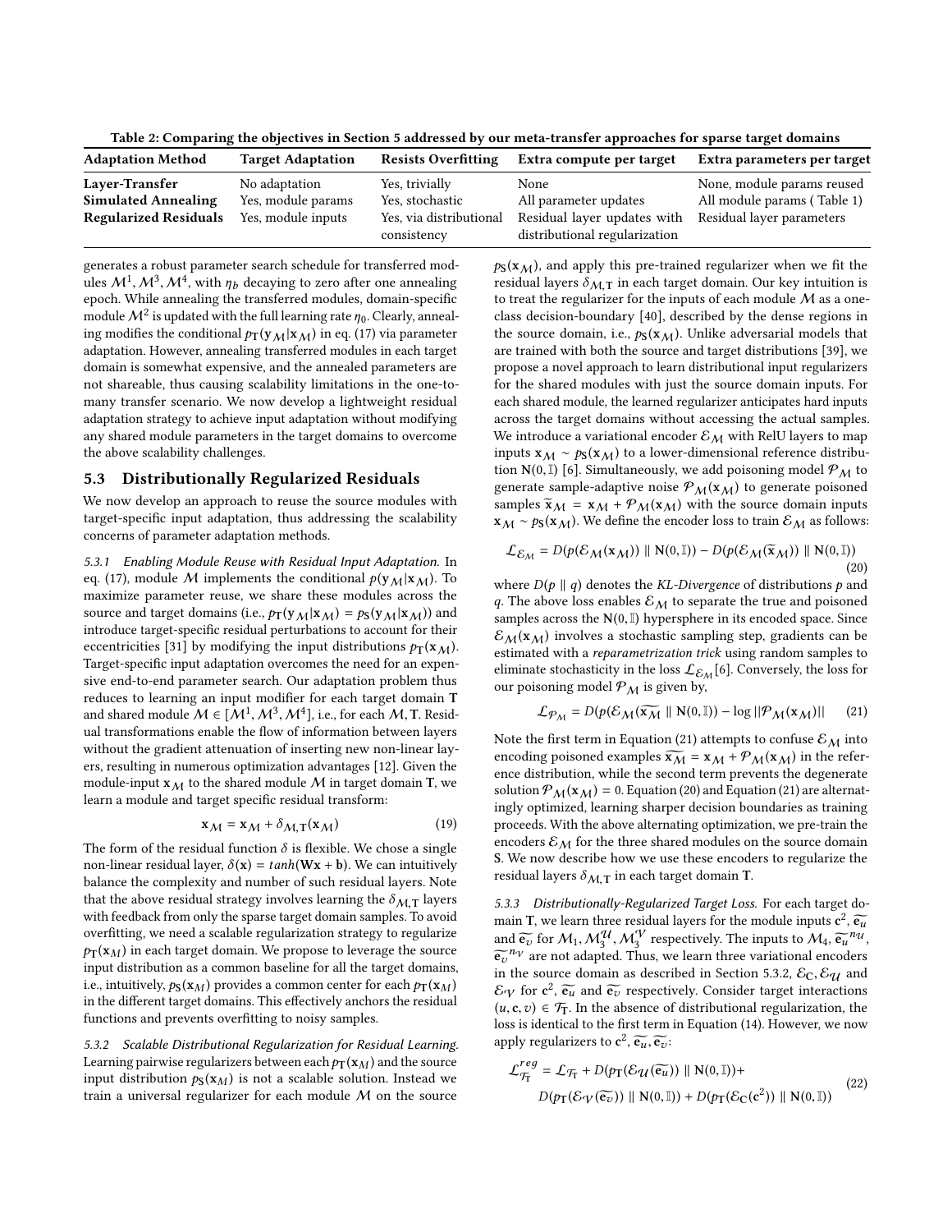Table 2: Comparing the objectives in Section 5 addressed by our meta-transfer approaches for sparse target domains

| Adaptation Method | Target Adaptation | Resists Overfitting | Extra compute per target | Extra parameters per target |
|---|---|---|---|---|
| **Layer-Transfer** | No adaptation | Yes, trivially | None | None, module params reused |
| **Simulated Annealing** | Yes, module params | Yes, stochastic | All parameter updates | All module params ( Table 1) |
| **Regularized Residuals** | Yes, module inputs | Yes, via distributional consistency | Residual layer updates with distributional regularization | Residual layer parameters |

generates a robust parameter search schedule for transferred modules $\mathcal{M}^1, \mathcal{M}^3, \mathcal{M}^4$, with $\eta_b$ decaying to zero after one annealing epoch. While annealing the transferred modules, domain-specific module $\mathcal{M}^2$ is updated with the full learning rate $\eta_0$. Clearly, annealing modifies the conditional $p_{\mathbf{T}}(\mathbf{y}_{\mathcal{M}}|\mathbf{x}_{\mathcal{M}})$ in eq. (17) via parameter adaptation. However, annealing transferred modules in each target domain is somewhat expensive, and the annealed parameters are not shareable, thus causing scalability limitations in the one-to-many transfer scenario. We now develop a lightweight residual adaptation strategy to achieve input adaptation without modifying any shared module parameters in the target domains to overcome the above scalability challenges.

## 5.3 Distributionally Regularized Residuals

We now develop an approach to reuse the source modules with target-specific input adaptation, thus addressing the scalability concerns of parameter adaptation methods.

*5.3.1 Enabling Module Reuse with Residual Input Adaptation.* In eq. (17), module $\mathcal{M}$ implements the conditional $p(\mathbf{y}_{\mathcal{M}}|\mathbf{x}_{\mathcal{M}})$. To maximize parameter reuse, we share these modules across the source and target domains (i.e., $p_{\mathbf{T}}(\mathbf{y}_{\mathcal{M}}|\mathbf{x}_{\mathcal{M}}) = p_{\mathbf{S}}(\mathbf{y}_{\mathcal{M}}|\mathbf{x}_{\mathcal{M}})$) and introduce target-specific residual perturbations to account for their eccentricities [31] by modifying the input distributions $p_{\mathbf{T}}(\mathbf{x}_{\mathcal{M}})$. Target-specific input adaptation overcomes the need for an expensive end-to-end parameter search. Our adaptation problem thus reduces to learning an input modifier for each target domain $\mathbf{T}$ and shared module $\mathcal{M} \in [\mathcal{M}^1, \mathcal{M}^3, \mathcal{M}^4]$, i.e., for each $\mathcal{M}, \mathbf{T}$. Residual transformations enable the flow of information between layers without the gradient attenuation of inserting new non-linear layers, resulting in numerous optimization advantages [12]. Given the module-input $\mathbf{x}_{\mathcal{M}}$ to the shared module $\mathcal{M}$ in target domain $\mathbf{T}$, we learn a module and target specific residual transform:

$$\mathbf{x}_{\mathcal{M}} = \mathbf{x}_{\mathcal{M}} + \delta_{\mathcal{M},\mathbf{T}}(\mathbf{x}_{\mathcal{M}}) \tag{19}$$

The form of the residual function $\delta$ is flexible. We chose a single non-linear residual layer, $\delta(\mathbf{x}) = tanh(\mathbf{W}\mathbf{x} + \mathbf{b})$. We can intuitively balance the complexity and number of such residual layers. Note that the above residual strategy involves learning the $\delta_{\mathcal{M},\mathbf{T}}$ layers with feedback from only the sparse target domain samples. To avoid overfitting, we need a scalable regularization strategy to regularize $p_{\mathbf{T}}(\mathbf{x}_M)$ in each target domain. We propose to leverage the source input distribution as a common baseline for all the target domains, i.e., intuitively, $p_{\mathbf{S}}(\mathbf{x}_M)$ provides a common center for each $p_{\mathbf{T}}(\mathbf{x}_M)$ in the different target domains. This effectively anchors the residual functions and prevents overfitting to noisy samples.

*5.3.2 Scalable Distributional Regularization for Residual Learning.* Learning pairwise regularizers between each $p_{\mathbf{T}}(\mathbf{x}_M)$ and the source input distribution $p_{\mathbf{S}}(\mathbf{x}_M)$ is not a scalable solution. Instead we train a universal regularizer for each module $\mathcal{M}$ on the source $p_{\mathbf{S}}(\mathbf{x}_{\mathcal{M}})$, and apply this pre-trained regularizer when we fit the residual layers $\delta_{\mathcal{M},\mathbf{T}}$ in each target domain. Our key intuition is to treat the regularizer for the inputs of each module $\mathcal{M}$ as a one-class decision-boundary [40], described by the dense regions in the source domain, i.e., $p_{\mathbf{S}}(\mathbf{x}_{\mathcal{M}})$. Unlike adversarial models that are trained with both the source and target distributions [39], we propose a novel approach to learn distributional input regularizers for the shared modules with just the source domain inputs. For each shared module, the learned regularizer anticipates hard inputs across the target domains without accessing the actual samples. We introduce a variational encoder $\mathcal{E}_{\mathcal{M}}$ with RelU layers to map inputs $\mathbf{x}_{\mathcal{M}} \sim p_{\mathbf{S}}(\mathbf{x}_{\mathcal{M}})$ to a lower-dimensional reference distribution $\mathbf{N}(0, \mathbb{I})$ [6]. Simultaneously, we add poisoning model $\mathcal{P}_{\mathcal{M}}$ to generate sample-adaptive noise $\mathcal{P}_{\mathcal{M}}(\mathbf{x}_{\mathcal{M}})$ to generate poisoned samples $\widetilde{\mathbf{x}}_{\mathcal{M}} = \mathbf{x}_{\mathcal{M}} + \mathcal{P}_{\mathcal{M}}(\mathbf{x}_{\mathcal{M}})$ with the source domain inputs $\mathbf{x}_{\mathcal{M}} \sim p_{\mathbf{S}}(\mathbf{x}_{\mathcal{M}})$. We define the encoder loss to train $\mathcal{E}_{\mathcal{M}}$ as follows:

$$\mathcal{L}_{\mathcal{E}_{\mathcal{M}}} = D(p(\mathcal{E}_{\mathcal{M}}(\mathbf{x}_{\mathcal{M}})) \parallel \mathbf{N}(0, \mathbb{I})) - D(p(\mathcal{E}_{\mathcal{M}}(\widetilde{\mathbf{x}}_{\mathcal{M}})) \parallel \mathbf{N}(0, \mathbb{I})) \tag{20}$$

where $D(p \parallel q)$ denotes the *KL-Divergence* of distributions $p$ and $q$. The above loss enables $\mathcal{E}_{\mathcal{M}}$ to separate the true and poisoned samples across the $\mathbf{N}(0, \mathbb{I})$ hypersphere in its encoded space. Since $\mathcal{E}_{\mathcal{M}}(\mathbf{x}_{\mathcal{M}})$ involves a stochastic sampling step, gradients can be estimated with a *reparametrization trick* using random samples to eliminate stochasticity in the loss $\mathcal{L}_{\mathcal{E}_{\mathcal{M}}}$[6]. Conversely, the loss for our poisoning model $\mathcal{P}_{\mathcal{M}}$ is given by,

$$\mathcal{L}_{\mathcal{P}_{\mathcal{M}}} = D(p(\mathcal{E}_{\mathcal{M}}(\widetilde{\mathbf{x}_{\mathcal{M}}} \parallel \mathbf{N}(0, \mathbb{I})) - \log ||\mathcal{P}_{\mathcal{M}}(\mathbf{x}_{\mathcal{M}})|| \tag{21}$$

Note the first term in Equation (21) attempts to confuse $\mathcal{E}_{\mathcal{M}}$ into encoding poisoned examples $\widetilde{\mathbf{x}_{\mathcal{M}}} = \mathbf{x}_{\mathcal{M}} + \mathcal{P}_{\mathcal{M}}(\mathbf{x}_{\mathcal{M}})$ in the reference distribution, while the second term prevents the degenerate solution $\mathcal{P}_{\mathcal{M}}(\mathbf{x}_{\mathcal{M}}) = 0$. Equation (20) and Equation (21) are alternatingly optimized, learning sharper decision boundaries as training proceeds. With the above alternating optimization, we pre-train the encoders $\mathcal{E}_{\mathcal{M}}$ for the three shared modules on the source domain $\mathbf{S}$. We now describe how we use these encoders to regularize the residual layers $\delta_{\mathcal{M},\mathbf{T}}$ in each target domain $\mathbf{T}$.

*5.3.3 Distributionally-Regularized Target Loss.* For each target domain $\mathbf{T}$, we learn three residual layers for the module inputs $\mathbf{c}^2$, $\widetilde{\mathbf{e}_u}$ and $\widetilde{\mathbf{e}_v}$ for $\mathcal{M}_1, \mathcal{M}_3^{\mathcal{U}}, \mathcal{M}_3^{\mathcal{V}}$ respectively. The inputs to $\mathcal{M}_4$, $\widetilde{\mathbf{e}_u}^{n_{\mathcal{U}}}$, $\widetilde{\mathbf{e}_v}^{n_{\mathcal{V}}}$ are not adapted. Thus, we learn three variational encoders in the source domain as described in Section 5.3.2, $\mathcal{E}_{\mathbf{C}}, \mathcal{E}_{\mathcal{U}}$ and $\mathcal{E}_{\mathcal{V}}$ for $\mathbf{c}^2$, $\widetilde{\mathbf{e}_u}$ and $\widetilde{\mathbf{e}_v}$ respectively. Consider target interactions $(u, \mathbf{c}, v) \in \mathcal{T}_{\mathbf{T}}$. In the absence of distributional regularization, the loss is identical to the first term in Equation (14). However, we now apply regularizers to $\mathbf{c}^2, \widetilde{\mathbf{e}_u}, \widetilde{\mathbf{e}_v}$:

$$\begin{aligned}\mathcal{L}_{\mathcal{T}_{\mathbf{T}}}^{reg} = \mathcal{L}_{\mathcal{T}_{\mathbf{T}}} &+ D(p_{\mathbf{T}}(\mathcal{E}_{\mathcal{U}}(\widetilde{\mathbf{e}_u})) \parallel \mathbf{N}(0, \mathbb{I})) + \\ &D(p_{\mathbf{T}}(\mathcal{E}_{\mathcal{V}}(\widetilde{\mathbf{e}_v})) \parallel \mathbf{N}(0, \mathbb{I})) + D(p_{\mathbf{T}}(\mathcal{E}_{\mathbf{C}}(\mathbf{c}^2)) \parallel \mathbf{N}(0, \mathbb{I}))\end{aligned} \tag{22}$$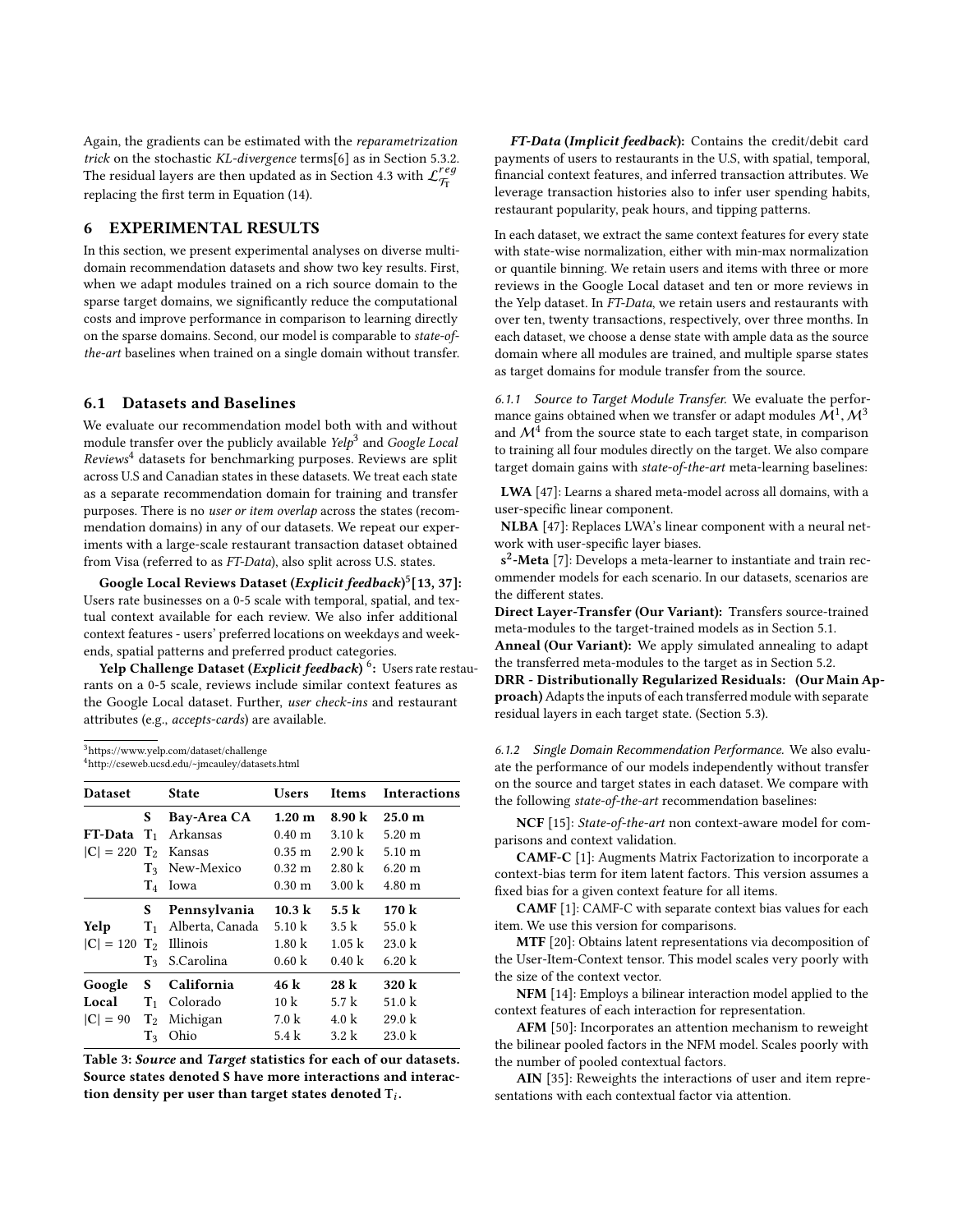Again, the gradients can be estimated with the *reparametrization trick* on the stochastic *KL-divergence* terms[6] as in Section 5.3.2. The residual layers are then updated as in Section 4.3 with $\mathcal{L}^{reg}_{\mathcal{T}_T}$ replacing the first term in Equation (14).

## 6 EXPERIMENTAL RESULTS

In this section, we present experimental analyses on diverse multi-domain recommendation datasets and show two key results. First, when we adapt modules trained on a rich source domain to the sparse target domains, we significantly reduce the computational costs and improve performance in comparison to learning directly on the sparse domains. Second, our model is comparable to *state-of-the-art* baselines when trained on a single domain without transfer.

### 6.1 Datasets and Baselines

We evaluate our recommendation model both with and without module transfer over the publicly available *Yelp*[3] and *Google Local Reviews*[4] datasets for benchmarking purposes. Reviews are split across U.S and Canadian states in these datasets. We treat each state as a separate recommendation domain for training and transfer purposes. There is no *user or item overlap* across the states (recommendation domains) in any of our datasets. We repeat our experiments with a large-scale restaurant transaction dataset obtained from Visa (referred to as *FT-Data*), also split across U.S. states.

**Google Local Reviews Dataset (*Explicit feedback*)[5][13, 37]:** Users rate businesses on a 0-5 scale with temporal, spatial, and textual context available for each review. We also infer additional context features - users' preferred locations on weekdays and weekends, spatial patterns and preferred product categories.

**Yelp Challenge Dataset (*Explicit feedback*) [6]:** Users rate restaurants on a 0-5 scale, reviews include similar context features as the Google Local dataset. Further, *user check-ins* and restaurant attributes (e.g., *accepts-cards*) are available.

[3]https://www.yelp.com/dataset/challenge
[4]http://cseweb.ucsd.edu/~jmcauley/datasets.html

| Dataset | | State | Users | Items | Interactions |
|---|---|---|---|---|---|
| | **S** | **Bay-Area CA** | **1.20 m** | **8.90 k** | **25.0 m** |
| **FT-Data** | $\mathbf{T}_1$ | Arkansas | 0.40 m | 3.10 k | 5.20 m |
| $\|C\| = 220$ | $\mathbf{T}_2$ | Kansas | 0.35 m | 2.90 k | 5.10 m |
| | $\mathbf{T}_3$ | New-Mexico | 0.32 m | 2.80 k | 6.20 m |
| | $\mathbf{T}_4$ | Iowa | 0.30 m | 3.00 k | 4.80 m |
| | **S** | **Pennsylvania** | **10.3 k** | **5.5 k** | **170 k** |
| **Yelp** | $\mathbf{T}_1$ | Alberta, Canada | 5.10 k | 3.5 k | 55.0 k |
| $\|C\| = 120$ | $\mathbf{T}_2$ | Illinois | 1.80 k | 1.05 k | 23.0 k |
| | $\mathbf{T}_3$ | S.Carolina | 0.60 k | 0.40 k | 6.20 k |
| **Google** | **S** | **California** | **46 k** | **28 k** | **320 k** |
| **Local** | $\mathbf{T}_1$ | Colorado | 10 k | 5.7 k | 51.0 k |
| $\|C\| = 90$ | $\mathbf{T}_2$ | Michigan | 7.0 k | 4.0 k | 29.0 k |
| | $\mathbf{T}_3$ | Ohio | 5.4 k | 3.2 k | 23.0 k |

**Table 3: *Source* and *Target* statistics for each of our datasets. Source states denoted S have more interactions and interaction density per user than target states denoted $\mathbf{T}_i$.**

***FT-Data* (*Implicit feedback*):** Contains the credit/debit card payments of users to restaurants in the U.S, with spatial, temporal, financial context features, and inferred transaction attributes. We leverage transaction histories also to infer user spending habits, restaurant popularity, peak hours, and tipping patterns.

In each dataset, we extract the same context features for every state with state-wise normalization, either with min-max normalization or quantile binning. We retain users and items with three or more reviews in the Google Local dataset and ten or more reviews in the Yelp dataset. In *FT-Data*, we retain users and restaurants with over ten, twenty transactions, respectively, over three months. In each dataset, we choose a dense state with ample data as the source domain where all modules are trained, and multiple sparse states as target domains for module transfer from the source.

*6.1.1 Source to Target Module Transfer.* We evaluate the performance gains obtained when we transfer or adapt modules $\mathcal{M}^1, \mathcal{M}^3$ and $\mathcal{M}^4$ from the source state to each target state, in comparison to training all four modules directly on the target. We also compare target domain gains with *state-of-the-art* meta-learning baselines:

**LWA** [47]: Learns a shared meta-model across all domains, with a user-specific linear component.
**NLBA** [47]: Replaces LWA's linear component with a neural network with user-specific layer biases.
**s²-Meta** [7]: Develops a meta-learner to instantiate and train recommender models for each scenario. In our datasets, scenarios are the different states.
**Direct Layer-Transfer (Our Variant):** Transfers source-trained meta-modules to the target-trained models as in Section 5.1.
**Anneal (Our Variant):** We apply simulated annealing to adapt the transferred meta-modules to the target as in Section 5.2.
**DRR - Distributionally Regularized Residuals: (Our Main Approach)** Adapts the inputs of each transferred module with separate residual layers in each target state. (Section 5.3).

*6.1.2 Single Domain Recommendation Performance.* We also evaluate the performance of our models independently without transfer on the source and target states in each dataset. We compare with the following *state-of-the-art* recommendation baselines:

**NCF** [15]: *State-of-the-art* non context-aware model for comparisons and context validation.

**CAMF-C** [1]: Augments Matrix Factorization to incorporate a context-bias term for item latent factors. This version assumes a fixed bias for a given context feature for all items.

**CAMF** [1]: CAMF-C with separate context bias values for each item. We use this version for comparisons.

**MTF** [20]: Obtains latent representations via decomposition of the User-Item-Context tensor. This model scales very poorly with the size of the context vector.

**NFM** [14]: Employs a bilinear interaction model applied to the context features of each interaction for representation.

**AFM** [50]: Incorporates an attention mechanism to reweight the bilinear pooled factors in the NFM model. Scales poorly with the number of pooled contextual factors.

**AIN** [35]: Reweights the interactions of user and item representations with each contextual factor via attention.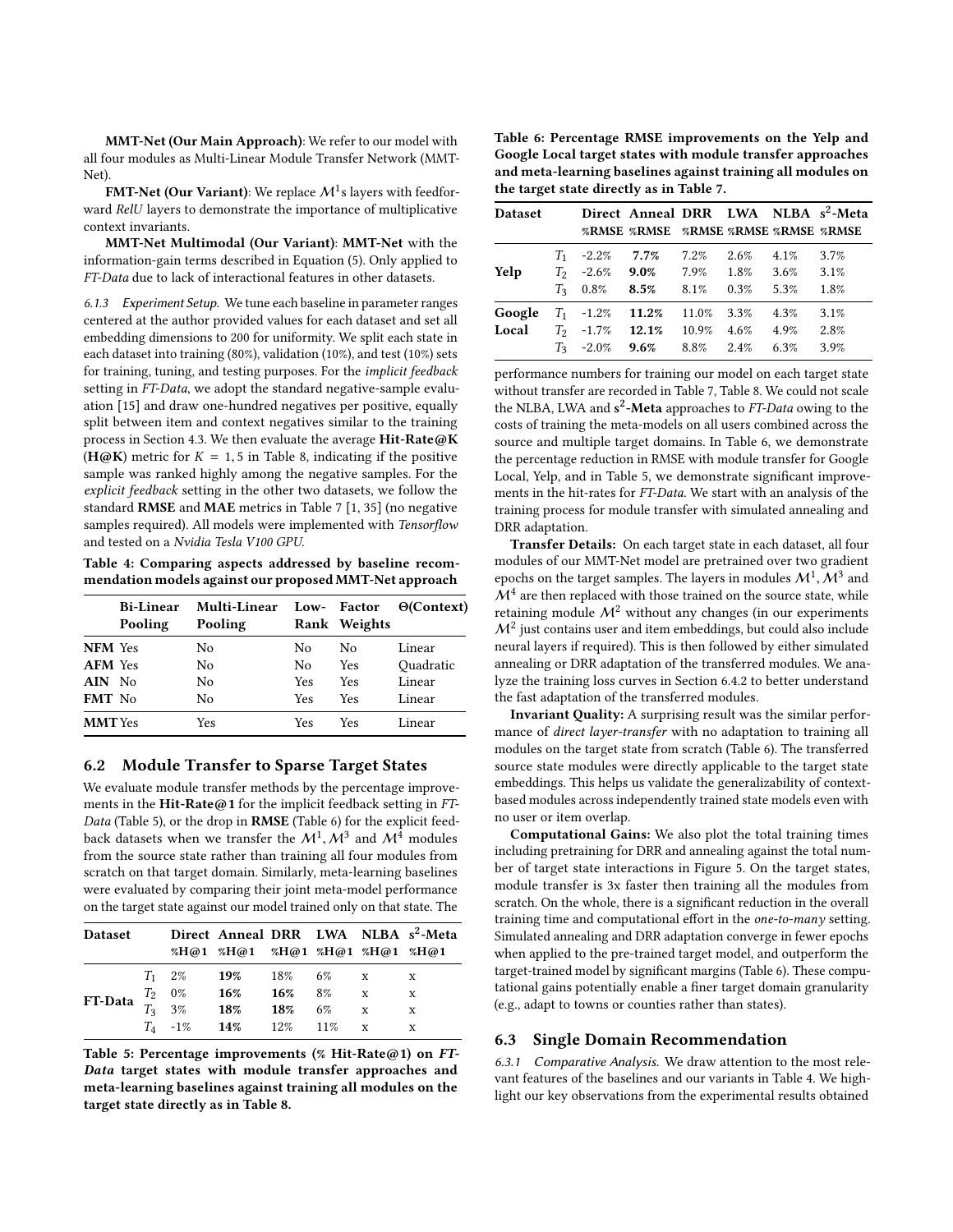**MMT-Net (Our Main Approach)**: We refer to our model with all four modules as Multi-Linear Module Transfer Network (MMT-Net).

**FMT-Net (Our Variant)**: We replace $\mathcal{M}^1$s layers with feedforward *RelU* layers to demonstrate the importance of multiplicative context invariants.

**MMT-Net Multimodal (Our Variant)**: **MMT-Net** with the information-gain terms described in Equation (5). Only applied to *FT-Data* due to lack of interactional features in other datasets.

*6.1.3 Experiment Setup.* We tune each baseline in parameter ranges centered at the author provided values for each dataset and set all embedding dimensions to 200 for uniformity. We split each state in each dataset into training (80%), validation (10%), and test (10%) sets for training, tuning, and testing purposes. For the *implicit feedback* setting in *FT-Data*, we adopt the standard negative-sample evaluation [15] and draw one-hundred negatives per positive, equally split between item and context negatives similar to the training process in Section 4.3. We then evaluate the average **Hit-Rate@K (H@K)** metric for $K = 1, 5$ in Table 8, indicating if the positive sample was ranked highly among the negative samples. For the *explicit feedback* setting in the other two datasets, we follow the standard **RMSE** and **MAE** metrics in Table 7 [1, 35] (no negative samples required). All models were implemented with *Tensorflow* and tested on a *Nvidia Tesla V100 GPU*.

**Table 4: Comparing aspects addressed by baseline recommendation models against our proposed MMT-Net approach**

| | Bi-Linear Pooling | Multi-Linear Pooling | Low-Rank | Factor Weights | Θ(Context) |
|---|---|---|---|---|---|
| **NFM** | Yes | No | No | No | Linear |
| **AFM** | Yes | No | No | Yes | Quadratic |
| **AIN** | No | No | Yes | Yes | Linear |
| **FMT** | No | No | Yes | Yes | Linear |
| **MMT** | Yes | Yes | Yes | Yes | Linear |

## 6.2 Module Transfer to Sparse Target States

We evaluate module transfer methods by the percentage improvements in the **Hit-Rate@1** for the implicit feedback setting in *FT-Data* (Table 5), or the drop in **RMSE** (Table 6) for the explicit feedback datasets when we transfer the $\mathcal{M}^1, \mathcal{M}^3$ and $\mathcal{M}^4$ modules from the source state rather than training all four modules from scratch on that target domain. Similarly, meta-learning baselines were evaluated by comparing their joint meta-model performance on the target state against our model trained only on that state. The

| Dataset | | Direct %H@1 | Anneal %H@1 | DRR %H@1 | LWA %H@1 | NLBA %H@1 | s$^2$-Meta %H@1 |
|---|---|---|---|---|---|---|---|
| FT-Data | $T_1$ | 2% | **19%** | 18% | 6% | x | x |
| | $T_2$ | 0% | **16%** | **16%** | 8% | x | x |
| | $T_3$ | 3% | **18%** | **18%** | 6% | x | x |
| | $T_4$ | -1% | **14%** | 12% | 11% | x | x |

**Table 5: Percentage improvements (% Hit-Rate@1) on *FT-Data* target states with module transfer approaches and meta-learning baselines against training all modules on the target state directly as in Table 8.**

**Table 6: Percentage RMSE improvements on the Yelp and Google Local target states with module transfer approaches and meta-learning baselines against training all modules on the target state directly as in Table 7.**

| Dataset | | Direct %RMSE | Anneal %RMSE | DRR %RMSE | LWA %RMSE | NLBA %RMSE | s$^2$-Meta %RMSE |
|---|---|---|---|---|---|---|---|
| Yelp | $T_1$ | -2.2% | **7.7%** | 7.2% | 2.6% | 4.1% | 3.7% |
| | $T_2$ | -2.6% | **9.0%** | 7.9% | 1.8% | 3.6% | 3.1% |
| | $T_3$ | 0.8% | **8.5%** | 8.1% | 0.3% | 5.3% | 1.8% |
| Google Local | $T_1$ | -1.2% | **11.2%** | 11.0% | 3.3% | 4.3% | 3.1% |
| | $T_2$ | -1.7% | **12.1%** | 10.9% | 4.6% | 4.9% | 2.8% |
| | $T_3$ | -2.0% | **9.6%** | 8.8% | 2.4% | 6.3% | 3.9% |

performance numbers for training our model on each target state without transfer are recorded in Table 7, Table 8. We could not scale the NLBA, LWA and **s$^2$-Meta** approaches to *FT-Data* owing to the costs of training the meta-models on all users combined across the source and multiple target domains. In Table 6, we demonstrate the percentage reduction in RMSE with module transfer for Google Local, Yelp, and in Table 5, we demonstrate significant improvements in the hit-rates for *FT-Data*. We start with an analysis of the training process for module transfer with simulated annealing and DRR adaptation.

**Transfer Details:** On each target state in each dataset, all four modules of our MMT-Net model are pretrained over two gradient epochs on the target samples. The layers in modules $\mathcal{M}^1, \mathcal{M}^3$ and $\mathcal{M}^4$ are then replaced with those trained on the source state, while retaining module $\mathcal{M}^2$ without any changes (in our experiments $\mathcal{M}^2$ just contains user and item embeddings, but could also include neural layers if required). This is then followed by either simulated annealing or DRR adaptation of the transferred modules. We analyze the training loss curves in Section 6.4.2 to better understand the fast adaptation of the transferred modules.

**Invariant Quality:** A surprising result was the similar performance of *direct layer-transfer* with no adaptation to training all modules on the target state from scratch (Table 6). The transferred source state modules were directly applicable to the target state embeddings. This helps us validate the generalizability of context-based modules across independently trained state models even with no user or item overlap.

**Computational Gains:** We also plot the total training times including pretraining for DRR and annealing against the total number of target state interactions in Figure 5. On the target states, module transfer is 3x faster then training all the modules from scratch. On the whole, there is a significant reduction in the overall training time and computational effort in the *one-to-many* setting. Simulated annealing and DRR adaptation converge in fewer epochs when applied to the pre-trained target model, and outperform the target-trained model by significant margins (Table 6). These computational gains potentially enable a finer target domain granularity (e.g., adapt to towns or counties rather than states).

## 6.3 Single Domain Recommendation

*6.3.1 Comparative Analysis.* We draw attention to the most relevant features of the baselines and our variants in Table 4. We highlight our key observations from the experimental results obtained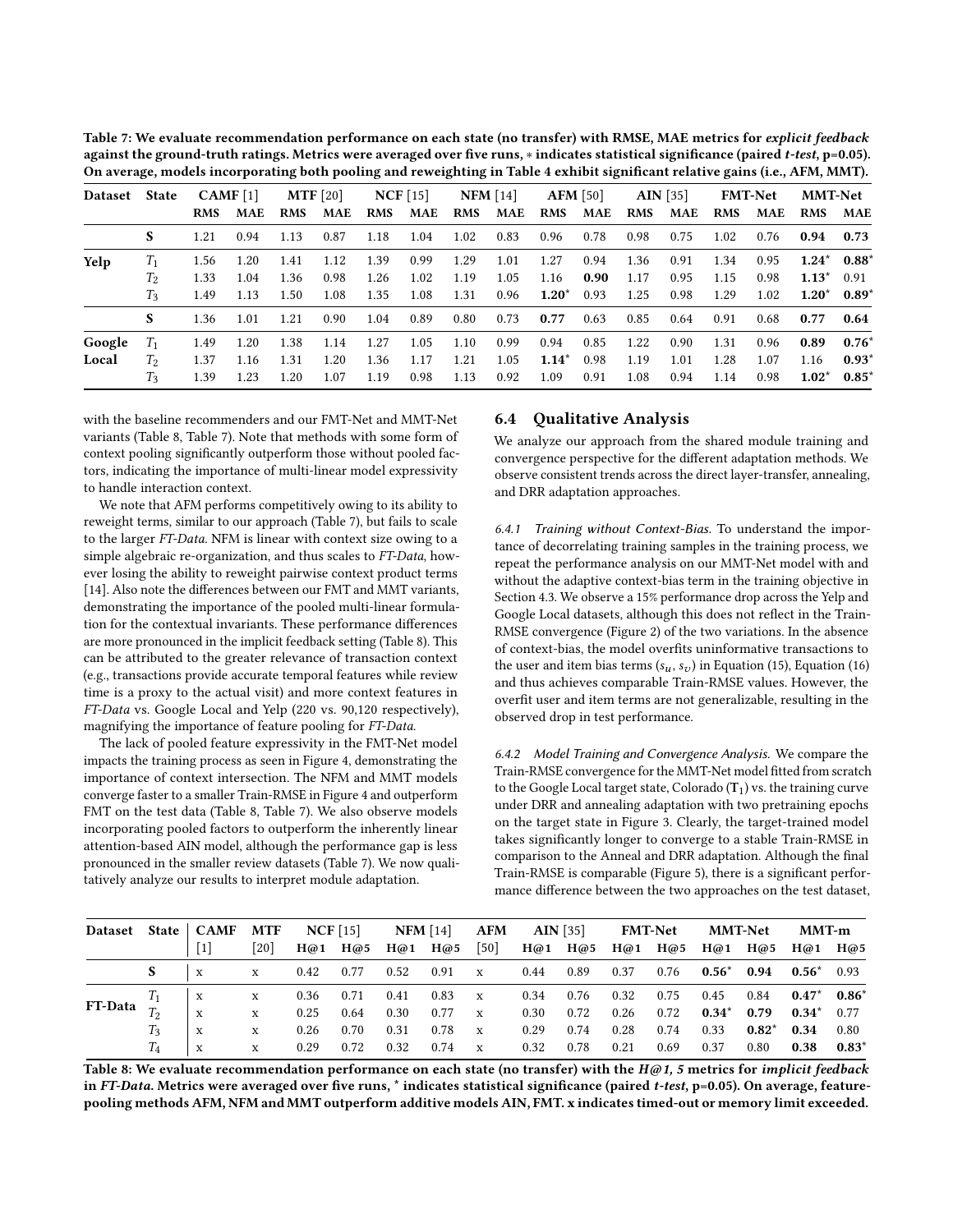Table 7: We evaluate recommendation performance on each state (no transfer) with RMSE, MAE metrics for *explicit feedback* against the ground-truth ratings. Metrics were averaged over five runs, ∗ indicates statistical significance (paired *t-test*, p=0.05). On average, models incorporating both pooling and reweighting in Table 4 exhibit significant relative gains (i.e., AFM, MMT).

| Dataset | State | CAMF [1] | | MTF [20] | | NCF [15] | | NFM [14] | | AFM [50] | | AIN [35] | | FMT-Net | | MMT-Net | |
|---|---|---|---|---|---|---|---|---|---|---|---|---|---|---|---|---|---|
| | | RMS | MAE | RMS | MAE | RMS | MAE | RMS | MAE | RMS | MAE | RMS | MAE | RMS | MAE | RMS | MAE |
| | **S** | 1.21 | 0.94 | 1.13 | 0.87 | 1.18 | 1.04 | 1.02 | 0.83 | 0.96 | 0.78 | 0.98 | 0.75 | 1.02 | 0.76 | **0.94** | **0.73** |
| **Yelp** | $T_1$ | 1.56 | 1.20 | 1.41 | 1.12 | 1.39 | 0.99 | 1.29 | 1.01 | 1.27 | 0.94 | 1.36 | 0.91 | 1.34 | 0.95 | **1.24**∗ | **0.88**∗ |
| | $T_2$ | 1.33 | 1.04 | 1.36 | 0.98 | 1.26 | 1.02 | 1.19 | 1.05 | 1.16 | **0.90** | 1.17 | 0.95 | 1.15 | 0.98 | **1.13**∗ | 0.91 |
| | $T_3$ | 1.49 | 1.13 | 1.50 | 1.08 | 1.35 | 1.08 | 1.31 | 0.96 | **1.20**∗ | 0.93 | 1.25 | 0.98 | 1.29 | 1.02 | **1.20**∗ | **0.89**∗ |
| | **S** | 1.36 | 1.01 | 1.21 | 0.90 | 1.04 | 0.89 | 0.80 | 0.73 | **0.77** | 0.63 | 0.85 | 0.64 | 0.91 | 0.68 | **0.77** | **0.64** |
| **Google Local** | $T_1$ | 1.49 | 1.20 | 1.38 | 1.14 | 1.27 | 1.05 | 1.10 | 0.99 | 0.94 | 0.85 | 1.22 | 0.90 | 1.31 | 0.96 | **0.89** | **0.76**∗ |
| | $T_2$ | 1.37 | 1.16 | 1.31 | 1.20 | 1.36 | 1.17 | 1.21 | 1.05 | **1.14**∗ | 0.98 | 1.19 | 1.01 | 1.28 | 1.07 | 1.16 | **0.93**∗ |
| | $T_3$ | 1.39 | 1.23 | 1.20 | 1.07 | 1.19 | 0.98 | 1.13 | 0.92 | 1.09 | 0.91 | 1.08 | 0.94 | 1.14 | 0.98 | **1.02**∗ | **0.85**∗ |

with the baseline recommenders and our FMT-Net and MMT-Net variants (Table 8, Table 7). Note that methods with some form of context pooling significantly outperform those without pooled factors, indicating the importance of multi-linear model expressivity to handle interaction context.

We note that AFM performs competitively owing to its ability to reweight terms, similar to our approach (Table 7), but fails to scale to the larger *FT-Data*. NFM is linear with context size owing to a simple algebraic re-organization, and thus scales to *FT-Data*, however losing the ability to reweight pairwise context product terms [14]. Also note the differences between our FMT and MMT variants, demonstrating the importance of the pooled multi-linear formulation for the contextual invariants. These performance differences are more pronounced in the implicit feedback setting (Table 8). This can be attributed to the greater relevance of transaction context (e.g., transactions provide accurate temporal features while review time is a proxy to the actual visit) and more context features in *FT-Data* vs. Google Local and Yelp (220 vs. 90,120 respectively), magnifying the importance of feature pooling for *FT-Data*.

The lack of pooled feature expressivity in the FMT-Net model impacts the training process as seen in Figure 4, demonstrating the importance of context intersection. The NFM and MMT models converge faster to a smaller Train-RMSE in Figure 4 and outperform FMT on the test data (Table 8, Table 7). We also observe models incorporating pooled factors to outperform the inherently linear attention-based AIN model, although the performance gap is less pronounced in the smaller review datasets (Table 7). We now qualitatively analyze our results to interpret module adaptation.

## 6.4 Qualitative Analysis

We analyze our approach from the shared module training and convergence perspective for the different adaptation methods. We observe consistent trends across the direct layer-transfer, annealing, and DRR adaptation approaches.

*6.4.1 Training without Context-Bias.* To understand the importance of decorrelating training samples in the training process, we repeat the performance analysis on our MMT-Net model with and without the adaptive context-bias term in the training objective in Section 4.3. We observe a 15% performance drop across the Yelp and Google Local datasets, although this does not reflect in the Train-RMSE convergence (Figure 2) of the two variations. In the absence of context-bias, the model overfits uninformative transactions to the user and item bias terms ($s_u$, $s_v$) in Equation (15), Equation (16) and thus achieves comparable Train-RMSE values. However, the overfit user and item terms are not generalizable, resulting in the observed drop in test performance.

*6.4.2 Model Training and Convergence Analysis.* We compare the Train-RMSE convergence for the MMT-Net model fitted from scratch to the Google Local target state, Colorado ($\mathbf{T}_1$) vs. the training curve under DRR and annealing adaptation with two pretraining epochs on the target state in Figure 3. Clearly, the target-trained model takes significantly longer to converge to a stable Train-RMSE in comparison to the Anneal and DRR adaptation. Although the final Train-RMSE is comparable (Figure 5), there is a significant performance difference between the two approaches on the test dataset,

| Dataset | State | CAMF [1] | MTF [20] | NCF [15] | | NFM [14] | | AFM [50] | AIN [35] | | FMT-Net | | MMT-Net | | MMT-m | |
|---|---|---|---|---|---|---|---|---|---|---|---|---|---|---|---|---|
| | | | | H@1 | H@5 | H@1 | H@5 | | H@1 | H@5 | H@1 | H@5 | H@1 | H@5 | H@1 | H@5 |
| | **S** | x | x | 0.42 | 0.77 | 0.52 | 0.91 | x | 0.44 | 0.89 | 0.37 | 0.76 | **0.56**∗ | **0.94** | **0.56**∗ | 0.93 |
| **FT-Data** | $T_1$ | x | x | 0.36 | 0.71 | 0.41 | 0.83 | x | 0.34 | 0.76 | 0.32 | 0.75 | 0.45 | 0.84 | **0.47**∗ | **0.86**∗ |
| | $T_2$ | x | x | 0.25 | 0.64 | 0.30 | 0.77 | x | 0.30 | 0.72 | 0.26 | 0.72 | **0.34**∗ | **0.79** | **0.34**∗ | 0.77 |
| | $T_3$ | x | x | 0.26 | 0.70 | 0.31 | 0.78 | x | 0.29 | 0.74 | 0.28 | 0.74 | 0.33 | **0.82**∗ | **0.34** | 0.80 |
| | $T_4$ | x | x | 0.29 | 0.72 | 0.32 | 0.74 | x | 0.32 | 0.78 | 0.21 | 0.69 | 0.37 | 0.80 | **0.38** | **0.83**∗ |

Table 8: We evaluate recommendation performance on each state (no transfer) with the *H@1, 5* metrics for *implicit feedback* in *FT-Data*. Metrics were averaged over five runs, * indicates statistical significance (paired *t-test*, p=0.05). On average, feature-pooling methods AFM, NFM and MMT outperform additive models AIN, FMT. x indicates timed-out or memory limit exceeded.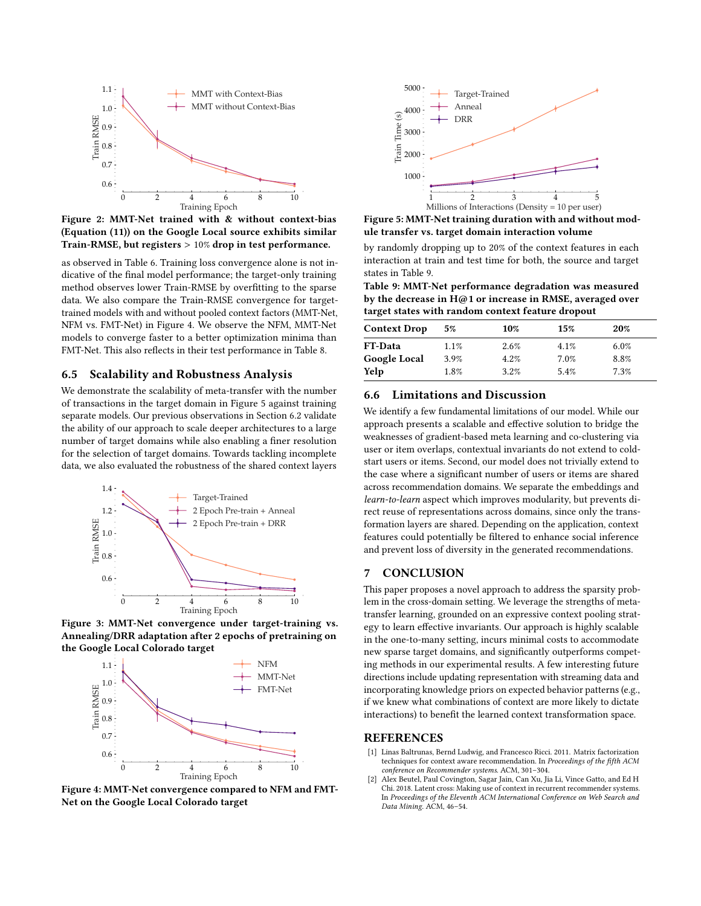Figure 2: MMT-Net trained with & without context-bias (Equation (11)) on the Google Local source exhibits similar Train-RMSE, but registers > 10% drop in test performance.

as observed in Table 6. Training loss convergence alone is not indicative of the final model performance; the target-only training method observes lower Train-RMSE by overfitting to the sparse data. We also compare the Train-RMSE convergence for target-trained models with and without pooled context factors (MMT-Net, NFM vs. FMT-Net) in Figure 4. We observe the NFM, MMT-Net models to converge faster to a better optimization minima than FMT-Net. This also reflects in their test performance in Table 8.

## 6.5 Scalability and Robustness Analysis

We demonstrate the scalability of meta-transfer with the number of transactions in the target domain in Figure 5 against training separate models. Our previous observations in Section 6.2 validate the ability of our approach to scale deeper architectures to a large number of target domains while also enabling a finer resolution for the selection of target domains. Towards tackling incomplete data, we also evaluated the robustness of the shared context layers by randomly dropping up to 20% of the context features in each interaction at train and test time for both, the source and target states in Table 9.

Figure 3: MMT-Net convergence under target-training vs. Annealing/DRR adaptation after 2 epochs of pretraining on the Google Local Colorado target

Figure 4: MMT-Net convergence compared to NFM and FMT-Net on the Google Local Colorado target

Figure 5: MMT-Net training duration with and without module transfer vs. target domain interaction volume

Table 9: MMT-Net performance degradation was measured by the decrease in H@1 or increase in RMSE, averaged over target states with random context feature dropout

| Context Drop | 5% | 10% | 15% | 20% |
|---|---|---|---|---|
| FT-Data | 1.1% | 2.6% | 4.1% | 6.0% |
| Google Local | 3.9% | 4.2% | 7.0% | 8.8% |
| Yelp | 1.8% | 3.2% | 5.4% | 7.3% |

## 6.6 Limitations and Discussion

We identify a few fundamental limitations of our model. While our approach presents a scalable and effective solution to bridge the weaknesses of gradient-based meta learning and co-clustering via user or item overlaps, contextual invariants do not extend to cold-start users or items. Second, our model does not trivially extend to the case where a significant number of users or items are shared across recommendation domains. We separate the embeddings and *learn-to-learn* aspect which improves modularity, but prevents direct reuse of representations across domains, since only the transformation layers are shared. Depending on the application, context features could potentially be filtered to enhance social inference and prevent loss of diversity in the generated recommendations.

# 7 CONCLUSION

This paper proposes a novel approach to address the sparsity problem in the cross-domain setting. We leverage the strengths of meta-transfer learning, grounded on an expressive context pooling strategy to learn effective invariants. Our approach is highly scalable in the one-to-many setting, incurs minimal costs to accommodate new sparse target domains, and significantly outperforms competing methods in our experimental results. A few interesting future directions include updating representation with streaming data and incorporating knowledge priors on expected behavior patterns (e.g., if we knew what combinations of context are more likely to dictate interactions) to benefit the learned context transformation space.

# REFERENCES

[1] Linas Baltrunas, Bernd Ludwig, and Francesco Ricci. 2011. Matrix factorization techniques for context aware recommendation. In *Proceedings of the fifth ACM conference on Recommender systems*. ACM, 301–304.

[2] Alex Beutel, Paul Covington, Sagar Jain, Can Xu, Jia Li, Vince Gatto, and Ed H Chi. 2018. Latent cross: Making use of context in recurrent recommender systems. In *Proceedings of the Eleventh ACM International Conference on Web Search and Data Mining*. ACM, 46–54.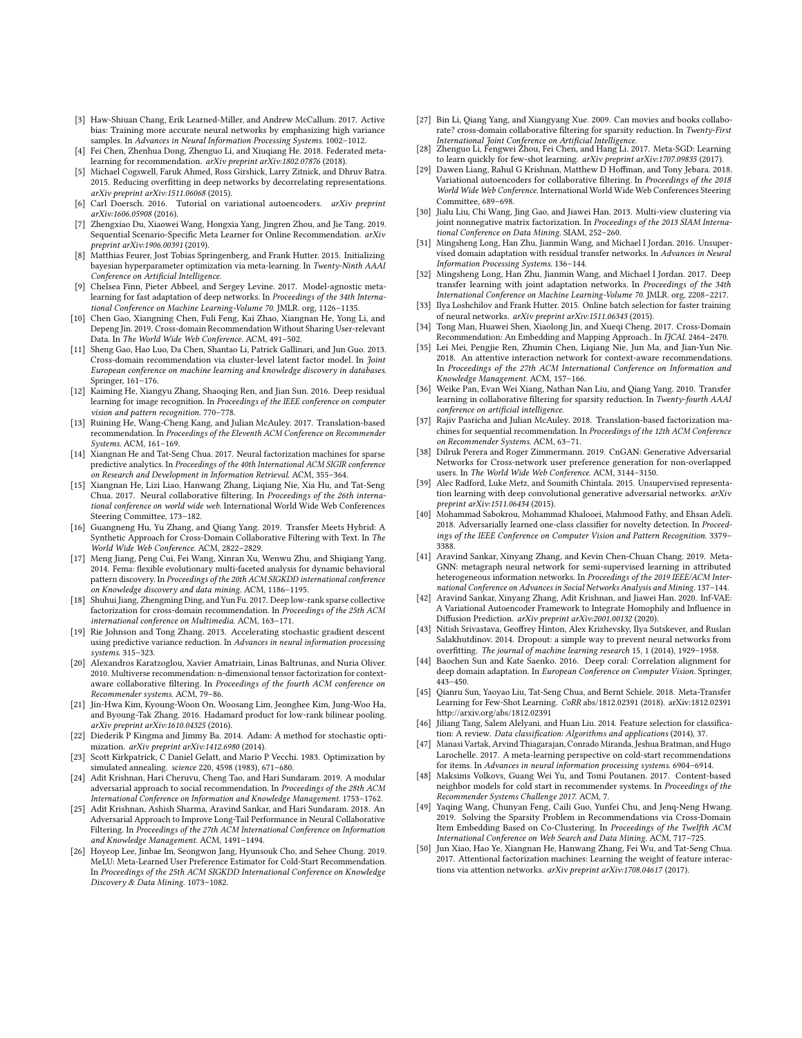- [3] Haw-Shiuan Chang, Erik Learned-Miller, and Andrew McCallum. 2017. Active bias: Training more accurate neural networks by emphasizing high variance samples. In *Advances in Neural Information Processing Systems*. 1002–1012.
- [4] Fei Chen, Zhenhua Dong, Zhenguo Li, and Xiuqiang He. 2018. Federated meta-learning for recommendation. *arXiv preprint arXiv:1802.07876* (2018).
- [5] Michael Cogswell, Faruk Ahmed, Ross Girshick, Larry Zitnick, and Dhruv Batra. 2015. Reducing overfitting in deep networks by decorrelating representations. *arXiv preprint arXiv:1511.06068* (2015).
- [6] Carl Doersch. 2016. Tutorial on variational autoencoders. *arXiv preprint arXiv:1606.05908* (2016).
- [7] Zhengxiao Du, Xiaowei Wang, Hongxia Yang, Jingren Zhou, and Jie Tang. 2019. Sequential Scenario-Specific Meta Learner for Online Recommendation. *arXiv preprint arXiv:1906.00391* (2019).
- [8] Matthias Feurer, Jost Tobias Springenberg, and Frank Hutter. 2015. Initializing bayesian hyperparameter optimization via meta-learning. In *Twenty-Ninth AAAI Conference on Artificial Intelligence*.
- [9] Chelsea Finn, Pieter Abbeel, and Sergey Levine. 2017. Model-agnostic meta-learning for fast adaptation of deep networks. In *Proceedings of the 34th International Conference on Machine Learning-Volume 70*. JMLR. org, 1126–1135.
- [10] Chen Gao, Xiangning Chen, Fuli Feng, Kai Zhao, Xiangnan He, Yong Li, and Depeng Jin. 2019. Cross-domain Recommendation Without Sharing User-relevant Data. In *The World Wide Web Conference*. ACM, 491–502.
- [11] Sheng Gao, Hao Luo, Da Chen, Shantao Li, Patrick Gallinari, and Jun Guo. 2013. Cross-domain recommendation via cluster-level latent factor model. In *Joint European conference on machine learning and knowledge discovery in databases*. Springer, 161–176.
- [12] Kaiming He, Xiangyu Zhang, Shaoqing Ren, and Jian Sun. 2016. Deep residual learning for image recognition. In *Proceedings of the IEEE conference on computer vision and pattern recognition*. 770–778.
- [13] Ruining He, Wang-Cheng Kang, and Julian McAuley. 2017. Translation-based recommendation. In *Proceedings of the Eleventh ACM Conference on Recommender Systems*. ACM, 161–169.
- [14] Xiangnan He and Tat-Seng Chua. 2017. Neural factorization machines for sparse predictive analytics. In *Proceedings of the 40th International ACM SIGIR conference on Research and Development in Information Retrieval*. ACM, 355–364.
- [15] Xiangnan He, Lizi Liao, Hanwang Zhang, Liqiang Nie, Xia Hu, and Tat-Seng Chua. 2017. Neural collaborative filtering. In *Proceedings of the 26th international conference on world wide web*. International World Wide Web Conferences Steering Committee, 173–182.
- [16] Guangneng Hu, Yu Zhang, and Qiang Yang. 2019. Transfer Meets Hybrid: A Synthetic Approach for Cross-Domain Collaborative Filtering with Text. In *The World Wide Web Conference*. ACM, 2822–2829.
- [17] Meng Jiang, Peng Cui, Fei Wang, Xinran Xu, Wenwu Zhu, and Shiqiang Yang. 2014. Fema: flexible evolutionary multi-faceted analysis for dynamic behavioral pattern discovery. In *Proceedings of the 20th ACM SIGKDD international conference on Knowledge discovery and data mining*. ACM, 1186–1195.
- [18] Shuhui Jiang, Zhengming Ding, and Yun Fu. 2017. Deep low-rank sparse collective factorization for cross-domain recommendation. In *Proceedings of the 25th ACM international conference on Multimedia*. ACM, 163–171.
- [19] Rie Johnson and Tong Zhang. 2013. Accelerating stochastic gradient descent using predictive variance reduction. In *Advances in neural information processing systems*. 315–323.
- [20] Alexandros Karatzoglou, Xavier Amatriain, Linas Baltrunas, and Nuria Oliver. 2010. Multiverse recommendation: n-dimensional tensor factorization for context-aware collaborative filtering. In *Proceedings of the fourth ACM conference on Recommender systems*. ACM, 79–86.
- [21] Jin-Hwa Kim, Kyoung-Woon On, Woosang Lim, Jeonghee Kim, Jung-Woo Ha, and Byoung-Tak Zhang. 2016. Hadamard product for low-rank bilinear pooling. *arXiv preprint arXiv:1610.04325* (2016).
- [22] Diederik P Kingma and Jimmy Ba. 2014. Adam: A method for stochastic optimization. *arXiv preprint arXiv:1412.6980* (2014).
- [23] Scott Kirkpatrick, C Daniel Gelatt, and Mario P Vecchi. 1983. Optimization by simulated annealing. *science* 220, 4598 (1983), 671–680.
- [24] Adit Krishnan, Hari Cheruvu, Cheng Tao, and Hari Sundaram. 2019. A modular adversarial approach to social recommendation. In *Proceedings of the 28th ACM International Conference on Information and Knowledge Management*. 1753–1762.
- [25] Adit Krishnan, Ashish Sharma, Aravind Sankar, and Hari Sundaram. 2018. An Adversarial Approach to Improve Long-Tail Performance in Neural Collaborative Filtering. In *Proceedings of the 27th ACM International Conference on Information and Knowledge Management*. ACM, 1491–1494.
- [26] Hoyeop Lee, Jinbae Im, Seongwon Jang, Hyunsouk Cho, and Sehee Chung. 2019. MeLU: Meta-Learned User Preference Estimator for Cold-Start Recommendation. In *Proceedings of the 25th ACM SIGKDD International Conference on Knowledge Discovery & Data Mining*. 1073–1082.
- [27] Bin Li, Qiang Yang, and Xiangyang Xue. 2009. Can movies and books collaborate? cross-domain collaborative filtering for sparsity reduction. In *Twenty-First International Joint Conference on Artificial Intelligence*.
- [28] Zhenguo Li, Fengwei Zhou, Fei Chen, and Hang Li. 2017. Meta-SGD: Learning to learn quickly for few-shot learning. *arXiv preprint arXiv:1707.09835* (2017).
- [29] Dawen Liang, Rahul G Krishnan, Matthew D Hoffman, and Tony Jebara. 2018. Variational autoencoders for collaborative filtering. In *Proceedings of the 2018 World Wide Web Conference*. International World Wide Web Conferences Steering Committee, 689–698.
- [30] Jialu Liu, Chi Wang, Jing Gao, and Jiawei Han. 2013. Multi-view clustering via joint nonnegative matrix factorization. In *Proceedings of the 2013 SIAM International Conference on Data Mining*. SIAM, 252–260.
- [31] Mingsheng Long, Han Zhu, Jianmin Wang, and Michael I Jordan. 2016. Unsupervised domain adaptation with residual transfer networks. In *Advances in Neural Information Processing Systems*. 136–144.
- [32] Mingsheng Long, Han Zhu, Jianmin Wang, and Michael I Jordan. 2017. Deep transfer learning with joint adaptation networks. In *Proceedings of the 34th International Conference on Machine Learning-Volume 70*. JMLR. org, 2208–2217.
- [33] Ilya Loshchilov and Frank Hutter. 2015. Online batch selection for faster training of neural networks. *arXiv preprint arXiv:1511.06343* (2015).
- [34] Tong Man, Huawei Shen, Xiaolong Jin, and Xueqi Cheng. 2017. Cross-Domain Recommendation: An Embedding and Mapping Approach.. In *IJCAI*. 2464–2470.
- [35] Lei Mei, Pengjie Ren, Zhumin Chen, Liqiang Nie, Jun Ma, and Jian-Yun Nie. 2018. An attentive interaction network for context-aware recommendations. In *Proceedings of the 27th ACM International Conference on Information and Knowledge Management*. ACM, 157–166.
- [36] Weike Pan, Evan Wei Xiang, Nathan Nan Liu, and Qiang Yang. 2010. Transfer learning in collaborative filtering for sparsity reduction. In *Twenty-fourth AAAI conference on artificial intelligence*.
- [37] Rajiv Pasricha and Julian McAuley. 2018. Translation-based factorization machines for sequential recommendation. In *Proceedings of the 12th ACM Conference on Recommender Systems*. ACM, 63–71.
- [38] Dilruk Perera and Roger Zimmermann. 2019. CnGAN: Generative Adversarial Networks for Cross-network user preference generation for non-overlapped users. In *The World Wide Web Conference*. ACM, 3144–3150.
- [39] Alec Radford, Luke Metz, and Soumith Chintala. 2015. Unsupervised representation learning with deep convolutional generative adversarial networks. *arXiv preprint arXiv:1511.06434* (2015).
- [40] Mohammad Sabokrou, Mohammad Khalooei, Mahmood Fathy, and Ehsan Adeli. 2018. Adversarially learned one-class classifier for novelty detection. In *Proceedings of the IEEE Conference on Computer Vision and Pattern Recognition*. 3379–3388.
- [41] Aravind Sankar, Xinyang Zhang, and Kevin Chen-Chuan Chang. 2019. Meta-GNN: metagraph neural network for semi-supervised learning in attributed heterogeneous information networks. In *Proceedings of the 2019 IEEE/ACM International Conference on Advances in Social Networks Analysis and Mining*. 137–144.
- [42] Aravind Sankar, Xinyang Zhang, Adit Krishnan, and Jiawei Han. 2020. Inf-VAE: A Variational Autoencoder Framework to Integrate Homophily and Influence in Diffusion Prediction. *arXiv preprint arXiv:2001.00132* (2020).
- [43] Nitish Srivastava, Geoffrey Hinton, Alex Krizhevsky, Ilya Sutskever, and Ruslan Salakhutdinov. 2014. Dropout: a simple way to prevent neural networks from overfitting. *The journal of machine learning research* 15, 1 (2014), 1929–1958.
- [44] Baochen Sun and Kate Saenko. 2016. Deep coral: Correlation alignment for deep domain adaptation. In *European Conference on Computer Vision*. Springer, 443–450.
- [45] Qianru Sun, Yaoyao Liu, Tat-Seng Chua, and Bernt Schiele. 2018. Meta-Transfer Learning for Few-Shot Learning. *CoRR* abs/1812.02391 (2018). arXiv:1812.02391 http://arxiv.org/abs/1812.02391
- [46] Jiliang Tang, Salem Alelyani, and Huan Liu. 2014. Feature selection for classification: A review. *Data classification: Algorithms and applications* (2014), 37.
- [47] Manasi Vartak, Arvind Thiagarajan, Conrado Miranda, Jeshua Bratman, and Hugo Larochelle. 2017. A meta-learning perspective on cold-start recommendations for items. In *Advances in neural information processing systems*. 6904–6914.
- [48] Maksims Volkovs, Guang Wei Yu, and Tomi Poutanen. 2017. Content-based neighbor models for cold start in recommender systems. In *Proceedings of the Recommender Systems Challenge 2017*. ACM, 7.
- [49] Yaqing Wang, Chunyan Feng, Caili Guo, Yunfei Chu, and Jenq-Neng Hwang. 2019. Solving the Sparsity Problem in Recommendations via Cross-Domain Item Embedding Based on Co-Clustering. In *Proceedings of the Twelfth ACM International Conference on Web Search and Data Mining*. ACM, 717–725.
- [50] Jun Xiao, Hao Ye, Xiangnan He, Hanwang Zhang, Fei Wu, and Tat-Seng Chua. 2017. Attentional factorization machines: Learning the weight of feature interactions via attention networks. *arXiv preprint arXiv:1708.04617* (2017).